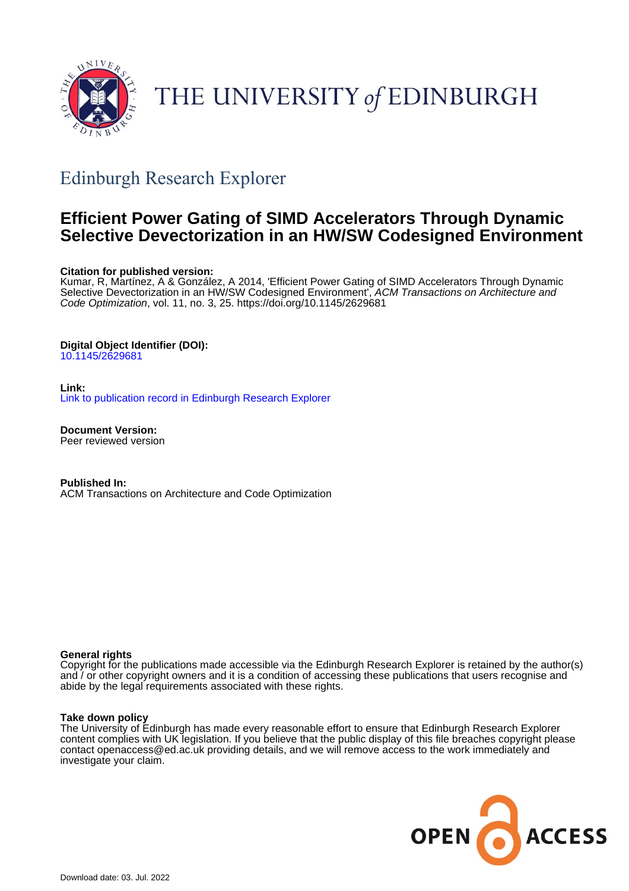THE UNIVERSITY *of* EDINBURGH

## Edinburgh Research Explorer

# Efficient Power Gating of SIMD Accelerators Through Dynamic Selective Devectorization in an HW/SW Codesigned Environment

**Citation for published version:**
Kumar, R, Martínez, A & González, A 2014, 'Efficient Power Gating of SIMD Accelerators Through Dynamic Selective Devectorization in an HW/SW Codesigned Environment', *ACM Transactions on Architecture and Code Optimization*, vol. 11, no. 3, 25. https://doi.org/10.1145/2629681

**Digital Object Identifier (DOI):**
10.1145/2629681

**Link:**
Link to publication record in Edinburgh Research Explorer

**Document Version:**
Peer reviewed version

**Published In:**
ACM Transactions on Architecture and Code Optimization

**General rights**
Copyright for the publications made accessible via the Edinburgh Research Explorer is retained by the author(s) and / or other copyright owners and it is a condition of accessing these publications that users recognise and abide by the legal requirements associated with these rights.

**Take down policy**
The University of Edinburgh has made every reasonable effort to ensure that Edinburgh Research Explorer content complies with UK legislation. If you believe that the public display of this file breaches copyright please contact openaccess@ed.ac.uk providing details, and we will remove access to the work immediately and investigate your claim.

OPEN ACCESS

Download date: 03. Jul. 2022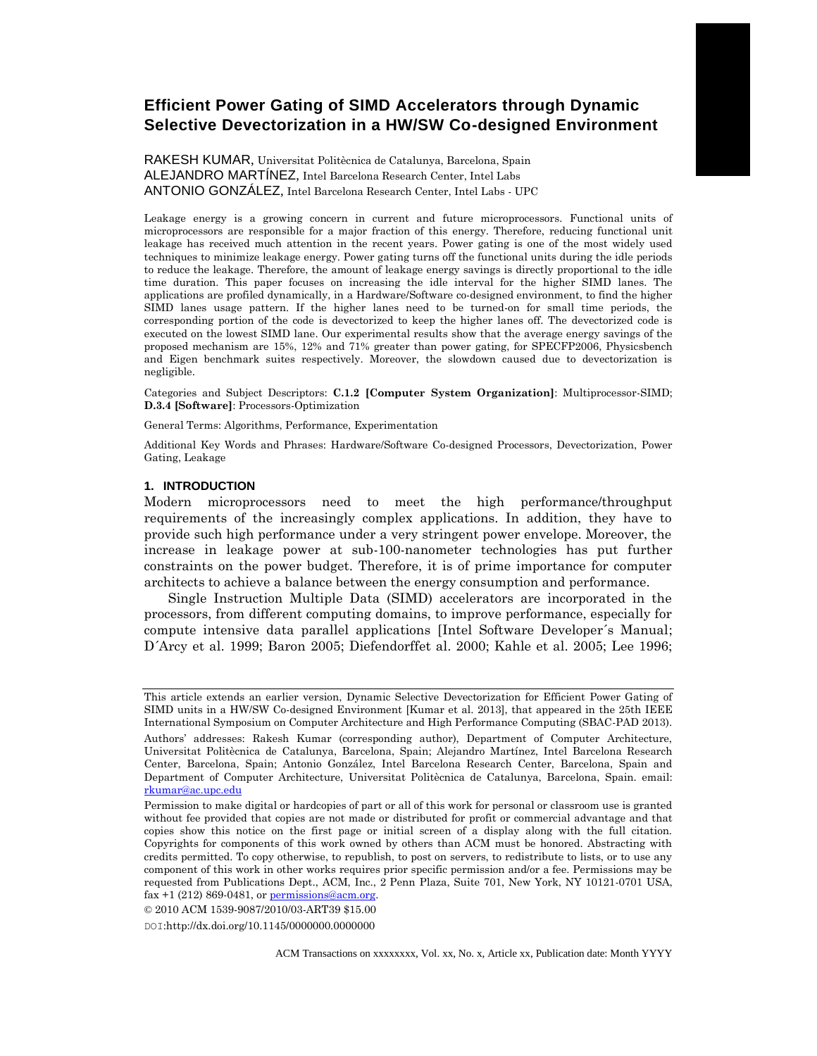# Efficient Power Gating of SIMD Accelerators through Dynamic Selective Devectorization in a HW/SW Co-designed Environment

RAKESH KUMAR, Universitat Politècnica de Catalunya, Barcelona, Spain
ALEJANDRO MARTÍNEZ, Intel Barcelona Research Center, Intel Labs
ANTONIO GONZÁLEZ, Intel Barcelona Research Center, Intel Labs - UPC

Leakage energy is a growing concern in current and future microprocessors. Functional units of microprocessors are responsible for a major fraction of this energy. Therefore, reducing functional unit leakage has received much attention in the recent years. Power gating is one of the most widely used techniques to minimize leakage energy. Power gating turns off the functional units during the idle periods to reduce the leakage. Therefore, the amount of leakage energy savings is directly proportional to the idle time duration. This paper focuses on increasing the idle interval for the higher SIMD lanes. The applications are profiled dynamically, in a Hardware/Software co-designed environment, to find the higher SIMD lanes usage pattern. If the higher lanes need to be turned-on for small time periods, the corresponding portion of the code is devectorized to keep the higher lanes off. The devectorized code is executed on the lowest SIMD lane. Our experimental results show that the average energy savings of the proposed mechanism are 15%, 12% and 71% greater than power gating, for SPECFP2006, Physicsbench and Eigen benchmark suites respectively. Moreover, the slowdown caused due to devectorization is negligible.

Categories and Subject Descriptors: **C.1.2 [Computer System Organization]**: Multiprocessor-SIMD; **D.3.4 [Software]**: Processors-Optimization

General Terms: Algorithms, Performance, Experimentation

Additional Key Words and Phrases: Hardware/Software Co-designed Processors, Devectorization, Power Gating, Leakage

## 1. INTRODUCTION

Modern microprocessors need to meet the high performance/throughput requirements of the increasingly complex applications. In addition, they have to provide such high performance under a very stringent power envelope. Moreover, the increase in leakage power at sub-100-nanometer technologies has put further constraints on the power budget. Therefore, it is of prime importance for computer architects to achieve a balance between the energy consumption and performance.

Single Instruction Multiple Data (SIMD) accelerators are incorporated in the processors, from different computing domains, to improve performance, especially for compute intensive data parallel applications [Intel Software Developer´s Manual; D´Arcy et al. 1999; Baron 2005; Diefendorffet al. 2000; Kahle et al. 2005; Lee 1996;

---

This article extends an earlier version, Dynamic Selective Devectorization for Efficient Power Gating of SIMD units in a HW/SW Co-designed Environment [Kumar et al. 2013], that appeared in the 25th IEEE International Symposium on Computer Architecture and High Performance Computing (SBAC-PAD 2013).

Authors' addresses: Rakesh Kumar (corresponding author), Department of Computer Architecture, Universitat Politècnica de Catalunya, Barcelona, Spain; Alejandro Martínez, Intel Barcelona Research Center, Barcelona, Spain; Antonio González, Intel Barcelona Research Center, Barcelona, Spain and Department of Computer Architecture, Universitat Politècnica de Catalunya, Barcelona, Spain. email: rkumar@ac.upc.edu

Permission to make digital or hardcopies of part or all of this work for personal or classroom use is granted without fee provided that copies are not made or distributed for profit or commercial advantage and that copies show this notice on the first page or initial screen of a display along with the full citation. Copyrights for components of this work owned by others than ACM must be honored. Abstracting with credits permitted. To copy otherwise, to republish, to post on servers, to redistribute to lists, or to use any component of this work in other works requires prior specific permission and/or a fee. Permissions may be requested from Publications Dept., ACM, Inc., 2 Penn Plaza, Suite 701, New York, NY 10121-0701 USA, fax +1 (212) 869-0481, or permissions@acm.org.

© 2010 ACM 1539-9087/2010/03-ART39 $15.00

DOI:http://dx.doi.org/10.1145/0000000.0000000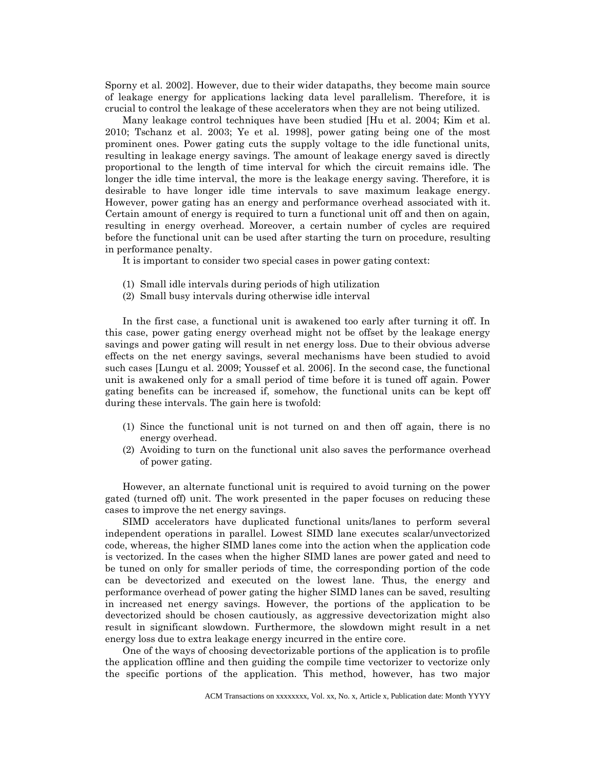Sporny et al. 2002]. However, due to their wider datapaths, they become main source of leakage energy for applications lacking data level parallelism. Therefore, it is crucial to control the leakage of these accelerators when they are not being utilized.

Many leakage control techniques have been studied [Hu et al. 2004; Kim et al. 2010; Tschanz et al. 2003; Ye et al. 1998], power gating being one of the most prominent ones. Power gating cuts the supply voltage to the idle functional units, resulting in leakage energy savings. The amount of leakage energy saved is directly proportional to the length of time interval for which the circuit remains idle. The longer the idle time interval, the more is the leakage energy saving. Therefore, it is desirable to have longer idle time intervals to save maximum leakage energy. However, power gating has an energy and performance overhead associated with it. Certain amount of energy is required to turn a functional unit off and then on again, resulting in energy overhead. Moreover, a certain number of cycles are required before the functional unit can be used after starting the turn on procedure, resulting in performance penalty.

It is important to consider two special cases in power gating context:

(1) Small idle intervals during periods of high utilization
(2) Small busy intervals during otherwise idle interval

In the first case, a functional unit is awakened too early after turning it off. In this case, power gating energy overhead might not be offset by the leakage energy savings and power gating will result in net energy loss. Due to their obvious adverse effects on the net energy savings, several mechanisms have been studied to avoid such cases [Lungu et al. 2009; Youssef et al. 2006]. In the second case, the functional unit is awakened only for a small period of time before it is tuned off again. Power gating benefits can be increased if, somehow, the functional units can be kept off during these intervals. The gain here is twofold:

(1) Since the functional unit is not turned on and then off again, there is no energy overhead.
(2) Avoiding to turn on the functional unit also saves the performance overhead of power gating.

However, an alternate functional unit is required to avoid turning on the power gated (turned off) unit. The work presented in the paper focuses on reducing these cases to improve the net energy savings.

SIMD accelerators have duplicated functional units/lanes to perform several independent operations in parallel. Lowest SIMD lane executes scalar/unvectorized code, whereas, the higher SIMD lanes come into the action when the application code is vectorized. In the cases when the higher SIMD lanes are power gated and need to be tuned on only for smaller periods of time, the corresponding portion of the code can be devectorized and executed on the lowest lane. Thus, the energy and performance overhead of power gating the higher SIMD lanes can be saved, resulting in increased net energy savings. However, the portions of the application to be devectorized should be chosen cautiously, as aggressive devectorization might also result in significant slowdown. Furthermore, the slowdown might result in a net energy loss due to extra leakage energy incurred in the entire core.

One of the ways of choosing devectorizable portions of the application is to profile the application offline and then guiding the compile time vectorizer to vectorize only the specific portions of the application. This method, however, has two major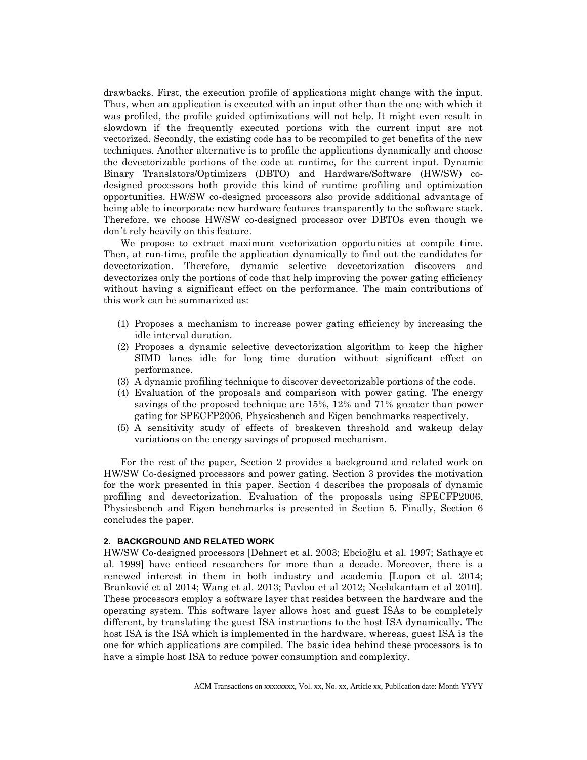drawbacks. First, the execution profile of applications might change with the input. Thus, when an application is executed with an input other than the one with which it was profiled, the profile guided optimizations will not help. It might even result in slowdown if the frequently executed portions with the current input are not vectorized. Secondly, the existing code has to be recompiled to get benefits of the new techniques. Another alternative is to profile the applications dynamically and choose the devectorizable portions of the code at runtime, for the current input. Dynamic Binary Translators/Optimizers (DBTO) and Hardware/Software (HW/SW) co-designed processors both provide this kind of runtime profiling and optimization opportunities. HW/SW co-designed processors also provide additional advantage of being able to incorporate new hardware features transparently to the software stack. Therefore, we choose HW/SW co-designed processor over DBTOs even though we don´t rely heavily on this feature.

We propose to extract maximum vectorization opportunities at compile time. Then, at run-time, profile the application dynamically to find out the candidates for devectorization. Therefore, dynamic selective devectorization discovers and devectorizes only the portions of code that help improving the power gating efficiency without having a significant effect on the performance. The main contributions of this work can be summarized as:

(1) Proposes a mechanism to increase power gating efficiency by increasing the idle interval duration.
(2) Proposes a dynamic selective devectorization algorithm to keep the higher SIMD lanes idle for long time duration without significant effect on performance.
(3) A dynamic profiling technique to discover devectorizable portions of the code.
(4) Evaluation of the proposals and comparison with power gating. The energy savings of the proposed technique are 15%, 12% and 71% greater than power gating for SPECFP2006, Physicsbench and Eigen benchmarks respectively.
(5) A sensitivity study of effects of breakeven threshold and wakeup delay variations on the energy savings of proposed mechanism.

For the rest of the paper, Section 2 provides a background and related work on HW/SW Co-designed processors and power gating. Section 3 provides the motivation for the work presented in this paper. Section 4 describes the proposals of dynamic profiling and devectorization. Evaluation of the proposals using SPECFP2006, Physicsbench and Eigen benchmarks is presented in Section 5. Finally, Section 6 concludes the paper.

## 2. BACKGROUND AND RELATED WORK

HW/SW Co-designed processors [Dehnert et al. 2003; Ebcioğlu et al. 1997; Sathaye et al. 1999] have enticed researchers for more than a decade. Moreover, there is a renewed interest in them in both industry and academia [Lupon et al. 2014; Branković et al 2014; Wang et al. 2013; Pavlou et al 2012; Neelakantam et al 2010]. These processors employ a software layer that resides between the hardware and the operating system. This software layer allows host and guest ISAs to be completely different, by translating the guest ISA instructions to the host ISA dynamically. The host ISA is the ISA which is implemented in the hardware, whereas, guest ISA is the one for which applications are compiled. The basic idea behind these processors is to have a simple host ISA to reduce power consumption and complexity.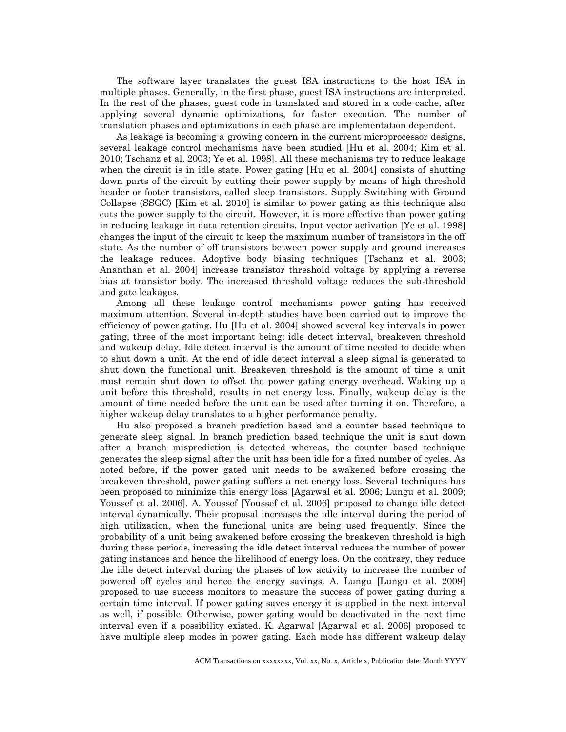The software layer translates the guest ISA instructions to the host ISA in multiple phases. Generally, in the first phase, guest ISA instructions are interpreted. In the rest of the phases, guest code in translated and stored in a code cache, after applying several dynamic optimizations, for faster execution. The number of translation phases and optimizations in each phase are implementation dependent.

As leakage is becoming a growing concern in the current microprocessor designs, several leakage control mechanisms have been studied [Hu et al. 2004; Kim et al. 2010; Tschanz et al. 2003; Ye et al. 1998]. All these mechanisms try to reduce leakage when the circuit is in idle state. Power gating [Hu et al. 2004] consists of shutting down parts of the circuit by cutting their power supply by means of high threshold header or footer transistors, called sleep transistors. Supply Switching with Ground Collapse (SSGC) [Kim et al. 2010] is similar to power gating as this technique also cuts the power supply to the circuit. However, it is more effective than power gating in reducing leakage in data retention circuits. Input vector activation [Ye et al. 1998] changes the input of the circuit to keep the maximum number of transistors in the off state. As the number of off transistors between power supply and ground increases the leakage reduces. Adoptive body biasing techniques [Tschanz et al. 2003; Ananthan et al. 2004] increase transistor threshold voltage by applying a reverse bias at transistor body. The increased threshold voltage reduces the sub-threshold and gate leakages.

Among all these leakage control mechanisms power gating has received maximum attention. Several in-depth studies have been carried out to improve the efficiency of power gating. Hu [Hu et al. 2004] showed several key intervals in power gating, three of the most important being: idle detect interval, breakeven threshold and wakeup delay. Idle detect interval is the amount of time needed to decide when to shut down a unit. At the end of idle detect interval a sleep signal is generated to shut down the functional unit. Breakeven threshold is the amount of time a unit must remain shut down to offset the power gating energy overhead. Waking up a unit before this threshold, results in net energy loss. Finally, wakeup delay is the amount of time needed before the unit can be used after turning it on. Therefore, a higher wakeup delay translates to a higher performance penalty.

Hu also proposed a branch prediction based and a counter based technique to generate sleep signal. In branch prediction based technique the unit is shut down after a branch misprediction is detected whereas, the counter based technique generates the sleep signal after the unit has been idle for a fixed number of cycles. As noted before, if the power gated unit needs to be awakened before crossing the breakeven threshold, power gating suffers a net energy loss. Several techniques has been proposed to minimize this energy loss [Agarwal et al. 2006; Lungu et al. 2009; Youssef et al. 2006]. A. Youssef [Youssef et al. 2006] proposed to change idle detect interval dynamically. Their proposal increases the idle interval during the period of high utilization, when the functional units are being used frequently. Since the probability of a unit being awakened before crossing the breakeven threshold is high during these periods, increasing the idle detect interval reduces the number of power gating instances and hence the likelihood of energy loss. On the contrary, they reduce the idle detect interval during the phases of low activity to increase the number of powered off cycles and hence the energy savings. A. Lungu [Lungu et al. 2009] proposed to use success monitors to measure the success of power gating during a certain time interval. If power gating saves energy it is applied in the next interval as well, if possible. Otherwise, power gating would be deactivated in the next time interval even if a possibility existed. K. Agarwal [Agarwal et al. 2006] proposed to have multiple sleep modes in power gating. Each mode has different wakeup delay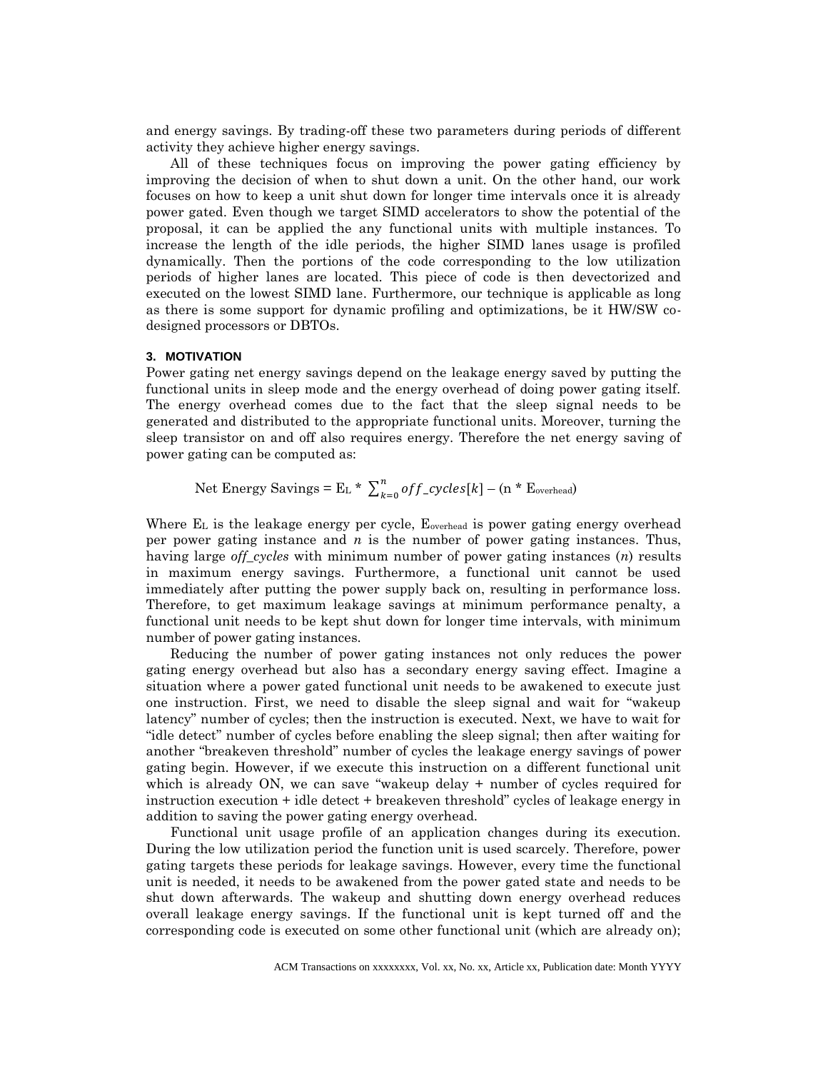and energy savings. By trading-off these two parameters during periods of different activity they achieve higher energy savings.

All of these techniques focus on improving the power gating efficiency by improving the decision of when to shut down a unit. On the other hand, our work focuses on how to keep a unit shut down for longer time intervals once it is already power gated. Even though we target SIMD accelerators to show the potential of the proposal, it can be applied the any functional units with multiple instances. To increase the length of the idle periods, the higher SIMD lanes usage is profiled dynamically. Then the portions of the code corresponding to the low utilization periods of higher lanes are located. This piece of code is then devectorized and executed on the lowest SIMD lane. Furthermore, our technique is applicable as long as there is some support for dynamic profiling and optimizations, be it HW/SW co-designed processors or DBTOs.

### 3. MOTIVATION

Power gating net energy savings depend on the leakage energy saved by putting the functional units in sleep mode and the energy overhead of doing power gating itself. The energy overhead comes due to the fact that the sleep signal needs to be generated and distributed to the appropriate functional units. Moreover, turning the sleep transistor on and off also requires energy. Therefore the net energy saving of power gating can be computed as:

$$\text{Net Energy Savings} = E_L * \sum_{k=0}^{n} off\_cycles[k] - (n * E_{overhead})$$

Where $E_L$ is the leakage energy per cycle, $E_{overhead}$ is power gating energy overhead per power gating instance and $n$ is the number of power gating instances. Thus, having large *off_cycles* with minimum number of power gating instances ($n$) results in maximum energy savings. Furthermore, a functional unit cannot be used immediately after putting the power supply back on, resulting in performance loss. Therefore, to get maximum leakage savings at minimum performance penalty, a functional unit needs to be kept shut down for longer time intervals, with minimum number of power gating instances.

Reducing the number of power gating instances not only reduces the power gating energy overhead but also has a secondary energy saving effect. Imagine a situation where a power gated functional unit needs to be awakened to execute just one instruction. First, we need to disable the sleep signal and wait for "wakeup latency" number of cycles; then the instruction is executed. Next, we have to wait for "idle detect" number of cycles before enabling the sleep signal; then after waiting for another "breakeven threshold" number of cycles the leakage energy savings of power gating begin. However, if we execute this instruction on a different functional unit which is already ON, we can save "wakeup delay + number of cycles required for instruction execution + idle detect + breakeven threshold" cycles of leakage energy in addition to saving the power gating energy overhead.

Functional unit usage profile of an application changes during its execution. During the low utilization period the function unit is used scarcely. Therefore, power gating targets these periods for leakage savings. However, every time the functional unit is needed, it needs to be awakened from the power gated state and needs to be shut down afterwards. The wakeup and shutting down energy overhead reduces overall leakage energy savings. If the functional unit is kept turned off and the corresponding code is executed on some other functional unit (which are already on);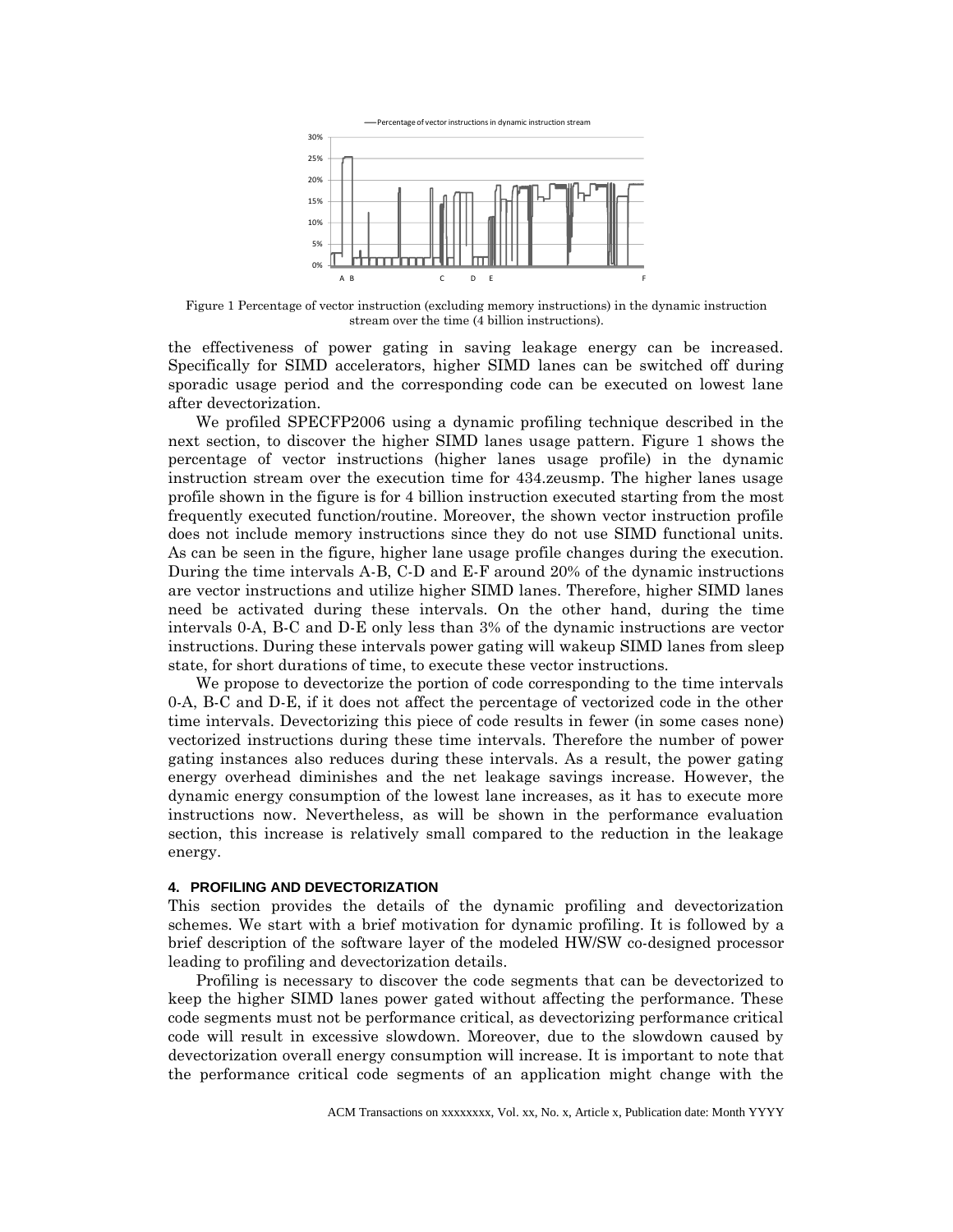Figure 1 Percentage of vector instruction (excluding memory instructions) in the dynamic instruction stream over the time (4 billion instructions).

the effectiveness of power gating in saving leakage energy can be increased. Specifically for SIMD accelerators, higher SIMD lanes can be switched off during sporadic usage period and the corresponding code can be executed on lowest lane after devectorization.

We profiled SPECFP2006 using a dynamic profiling technique described in the next section, to discover the higher SIMD lanes usage pattern. Figure 1 shows the percentage of vector instructions (higher lanes usage profile) in the dynamic instruction stream over the execution time for 434.zeusmp. The higher lanes usage profile shown in the figure is for 4 billion instruction executed starting from the most frequently executed function/routine. Moreover, the shown vector instruction profile does not include memory instructions since they do not use SIMD functional units. As can be seen in the figure, higher lane usage profile changes during the execution. During the time intervals A-B, C-D and E-F around 20% of the dynamic instructions are vector instructions and utilize higher SIMD lanes. Therefore, higher SIMD lanes need be activated during these intervals. On the other hand, during the time intervals 0-A, B-C and D-E only less than 3% of the dynamic instructions are vector instructions. During these intervals power gating will wakeup SIMD lanes from sleep state, for short durations of time, to execute these vector instructions.

We propose to devectorize the portion of code corresponding to the time intervals 0-A, B-C and D-E, if it does not affect the percentage of vectorized code in the other time intervals. Devectorizing this piece of code results in fewer (in some cases none) vectorized instructions during these time intervals. Therefore the number of power gating instances also reduces during these intervals. As a result, the power gating energy overhead diminishes and the net leakage savings increase. However, the dynamic energy consumption of the lowest lane increases, as it has to execute more instructions now. Nevertheless, as will be shown in the performance evaluation section, this increase is relatively small compared to the reduction in the leakage energy.

## 4. PROFILING AND DEVECTORIZATION

This section provides the details of the dynamic profiling and devectorization schemes. We start with a brief motivation for dynamic profiling. It is followed by a brief description of the software layer of the modeled HW/SW co-designed processor leading to profiling and devectorization details.

Profiling is necessary to discover the code segments that can be devectorized to keep the higher SIMD lanes power gated without affecting the performance. These code segments must not be performance critical, as devectorizing performance critical code will result in excessive slowdown. Moreover, due to the slowdown caused by devectorization overall energy consumption will increase. It is important to note that the performance critical code segments of an application might change with the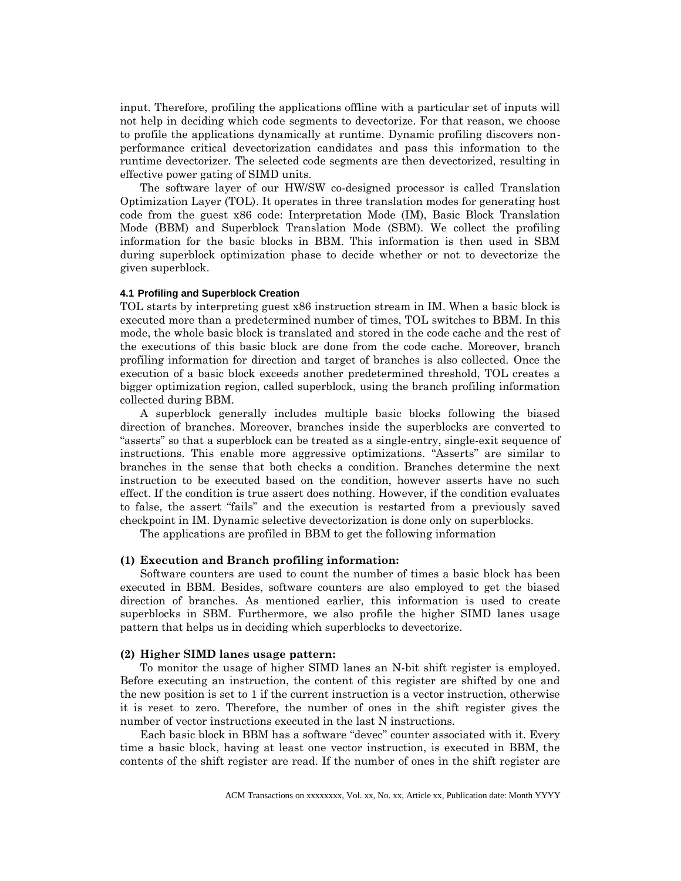input. Therefore, profiling the applications offline with a particular set of inputs will not help in deciding which code segments to devectorize. For that reason, we choose to profile the applications dynamically at runtime. Dynamic profiling discovers non-performance critical devectorization candidates and pass this information to the runtime devectorizer. The selected code segments are then devectorized, resulting in effective power gating of SIMD units.

The software layer of our HW/SW co-designed processor is called Translation Optimization Layer (TOL). It operates in three translation modes for generating host code from the guest x86 code: Interpretation Mode (IM), Basic Block Translation Mode (BBM) and Superblock Translation Mode (SBM). We collect the profiling information for the basic blocks in BBM. This information is then used in SBM during superblock optimization phase to decide whether or not to devectorize the given superblock.

### 4.1 Profiling and Superblock Creation

TOL starts by interpreting guest x86 instruction stream in IM. When a basic block is executed more than a predetermined number of times, TOL switches to BBM. In this mode, the whole basic block is translated and stored in the code cache and the rest of the executions of this basic block are done from the code cache. Moreover, branch profiling information for direction and target of branches is also collected. Once the execution of a basic block exceeds another predetermined threshold, TOL creates a bigger optimization region, called superblock, using the branch profiling information collected during BBM.

A superblock generally includes multiple basic blocks following the biased direction of branches. Moreover, branches inside the superblocks are converted to “asserts” so that a superblock can be treated as a single-entry, single-exit sequence of instructions. This enable more aggressive optimizations. “Asserts” are similar to branches in the sense that both checks a condition. Branches determine the next instruction to be executed based on the condition, however asserts have no such effect. If the condition is true assert does nothing. However, if the condition evaluates to false, the assert “fails” and the execution is restarted from a previously saved checkpoint in IM. Dynamic selective devectorization is done only on superblocks.

The applications are profiled in BBM to get the following information

**(1) Execution and Branch profiling information:**

Software counters are used to count the number of times a basic block has been executed in BBM. Besides, software counters are also employed to get the biased direction of branches. As mentioned earlier, this information is used to create superblocks in SBM. Furthermore, we also profile the higher SIMD lanes usage pattern that helps us in deciding which superblocks to devectorize.

**(2) Higher SIMD lanes usage pattern:**

To monitor the usage of higher SIMD lanes an N-bit shift register is employed. Before executing an instruction, the content of this register are shifted by one and the new position is set to 1 if the current instruction is a vector instruction, otherwise it is reset to zero. Therefore, the number of ones in the shift register gives the number of vector instructions executed in the last N instructions.

Each basic block in BBM has a software “devec” counter associated with it. Every time a basic block, having at least one vector instruction, is executed in BBM, the contents of the shift register are read. If the number of ones in the shift register are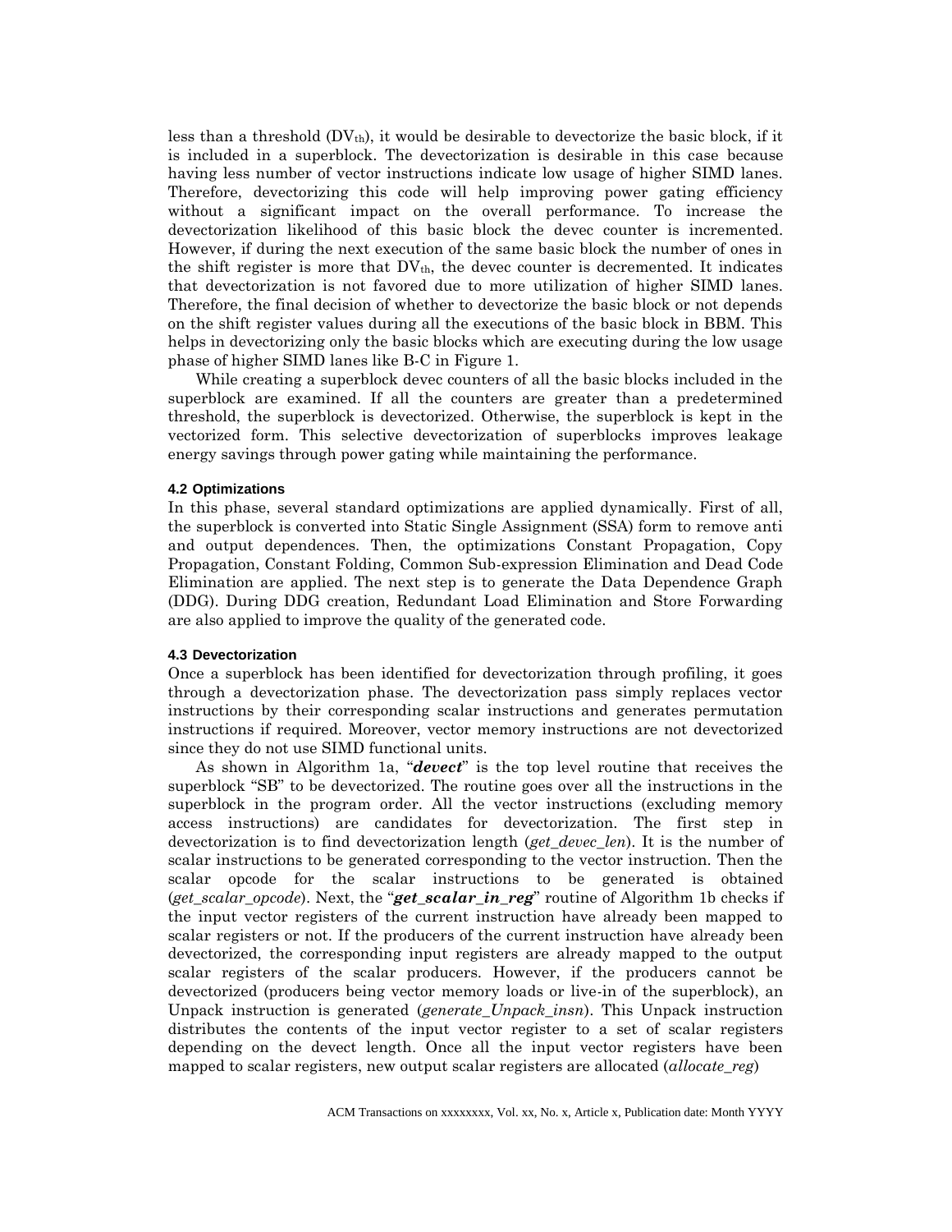less than a threshold ($DV_{th}$), it would be desirable to devectorize the basic block, if it is included in a superblock. The devectorization is desirable in this case because having less number of vector instructions indicate low usage of higher SIMD lanes. Therefore, devectorizing this code will help improving power gating efficiency without a significant impact on the overall performance. To increase the devectorization likelihood of this basic block the devec counter is incremented. However, if during the next execution of the same basic block the number of ones in the shift register is more that $DV_{th}$, the devec counter is decremented. It indicates that devectorization is not favored due to more utilization of higher SIMD lanes. Therefore, the final decision of whether to devectorize the basic block or not depends on the shift register values during all the executions of the basic block in BBM. This helps in devectorizing only the basic blocks which are executing during the low usage phase of higher SIMD lanes like B-C in Figure 1.

While creating a superblock devec counters of all the basic blocks included in the superblock are examined. If all the counters are greater than a predetermined threshold, the superblock is devectorized. Otherwise, the superblock is kept in the vectorized form. This selective devectorization of superblocks improves leakage energy savings through power gating while maintaining the performance.

### 4.2 Optimizations

In this phase, several standard optimizations are applied dynamically. First of all, the superblock is converted into Static Single Assignment (SSA) form to remove anti and output dependences. Then, the optimizations Constant Propagation, Copy Propagation, Constant Folding, Common Sub-expression Elimination and Dead Code Elimination are applied. The next step is to generate the Data Dependence Graph (DDG). During DDG creation, Redundant Load Elimination and Store Forwarding are also applied to improve the quality of the generated code.

### 4.3 Devectorization

Once a superblock has been identified for devectorization through profiling, it goes through a devectorization phase. The devectorization pass simply replaces vector instructions by their corresponding scalar instructions and generates permutation instructions if required. Moreover, vector memory instructions are not devectorized since they do not use SIMD functional units.

As shown in Algorithm 1a, "***devect***" is the top level routine that receives the superblock "SB" to be devectorized. The routine goes over all the instructions in the superblock in the program order. All the vector instructions (excluding memory access instructions) are candidates for devectorization. The first step in devectorization is to find devectorization length (*get_devec_len*). It is the number of scalar instructions to be generated corresponding to the vector instruction. Then the scalar opcode for the scalar instructions to be generated is obtained (*get_scalar_opcode*). Next, the "***get_scalar_in_reg***" routine of Algorithm 1b checks if the input vector registers of the current instruction have already been mapped to scalar registers or not. If the producers of the current instruction have already been devectorized, the corresponding input registers are already mapped to the output scalar registers of the scalar producers. However, if the producers cannot be devectorized (producers being vector memory loads or live-in of the superblock), an Unpack instruction is generated (*generate_Unpack_insn*). This Unpack instruction distributes the contents of the input vector register to a set of scalar registers depending on the devect length. Once all the input vector registers have been mapped to scalar registers, new output scalar registers are allocated (*allocate_reg*)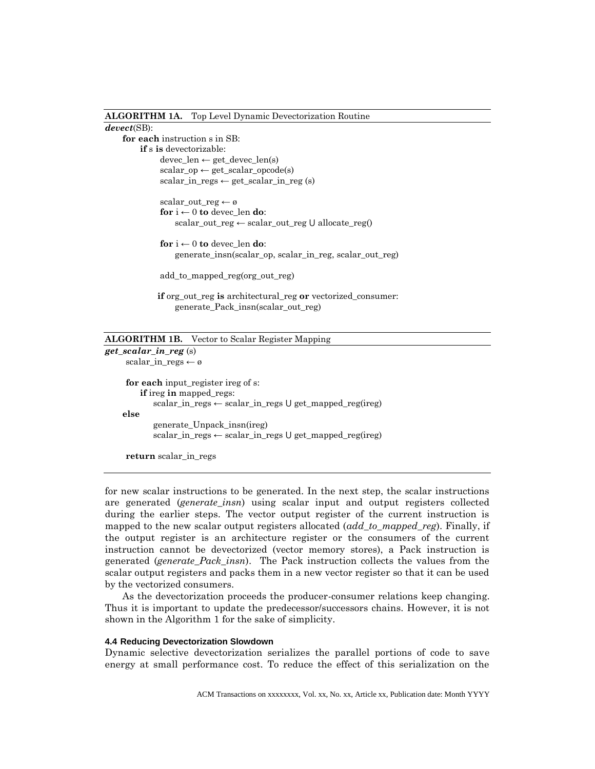**ALGORITHM 1A.** Top Level Dynamic Devectorization Routine

```
devect(SB):
    for each instruction s in SB:
        if s is devectorizable:
            devec_len ← get_devec_len(s)
            scalar_op ← get_scalar_opcode(s)
            scalar_in_regs ← get_scalar_in_reg (s)

            scalar_out_reg ← ø
            for i ← 0 to devec_len do:
                scalar_out_reg ← scalar_out_reg ∪ allocate_reg()

            for i ← 0 to devec_len do:
                generate_insn(scalar_op, scalar_in_reg, scalar_out_reg)

            add_to_mapped_reg(org_out_reg)

            if org_out_reg is architectural_reg or vectorized_consumer:
                generate_Pack_insn(scalar_out_reg)
```

**ALGORITHM 1B.** Vector to Scalar Register Mapping

```
get_scalar_in_reg (s)
    scalar_in_regs ← ø

    for each input_register ireg of s:
        if ireg in mapped_regs:
            scalar_in_regs ← scalar_in_regs ∪ get_mapped_reg(ireg)
    else
            generate_Unpack_insn(ireg)
            scalar_in_regs ← scalar_in_regs ∪ get_mapped_reg(ireg)

    return scalar_in_regs
```

for new scalar instructions to be generated. In the next step, the scalar instructions are generated (*generate_insn*) using scalar input and output registers collected during the earlier steps. The vector output register of the current instruction is mapped to the new scalar output registers allocated (*add_to_mapped_reg*). Finally, if the output register is an architecture register or the consumers of the current instruction cannot be devectorized (vector memory stores), a Pack instruction is generated (*generate_Pack_insn*). The Pack instruction collects the values from the scalar output registers and packs them in a new vector register so that it can be used by the vectorized consumers.

As the devectorization proceeds the producer-consumer relations keep changing. Thus it is important to update the predecessor/successors chains. However, it is not shown in the Algorithm 1 for the sake of simplicity.

#### 4.4 Reducing Devectorization Slowdown

Dynamic selective devectorization serializes the parallel portions of code to save energy at small performance cost. To reduce the effect of this serialization on the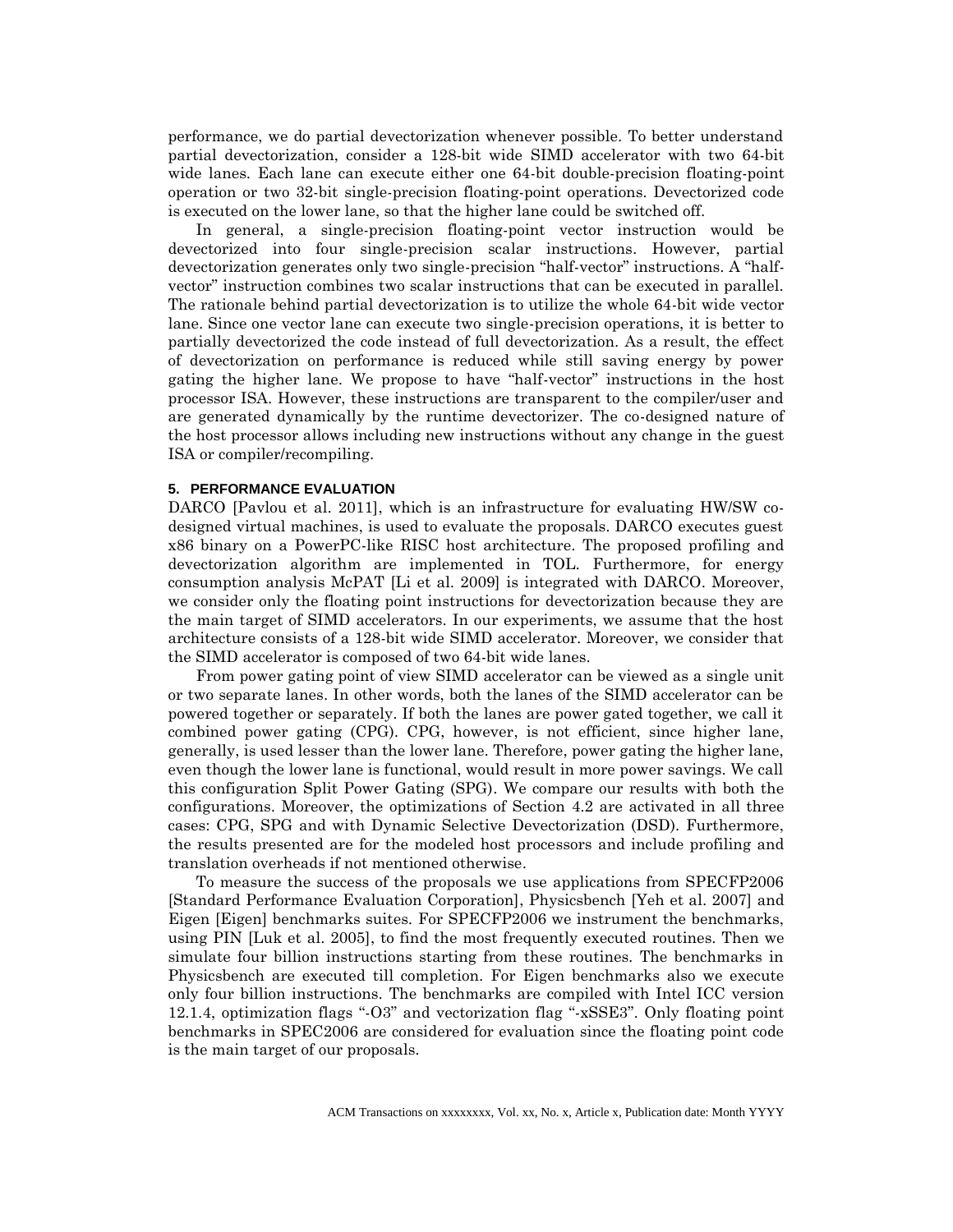performance, we do partial devectorization whenever possible. To better understand partial devectorization, consider a 128-bit wide SIMD accelerator with two 64-bit wide lanes. Each lane can execute either one 64-bit double-precision floating-point operation or two 32-bit single-precision floating-point operations. Devectorized code is executed on the lower lane, so that the higher lane could be switched off.

In general, a single-precision floating-point vector instruction would be devectorized into four single-precision scalar instructions. However, partial devectorization generates only two single-precision "half-vector" instructions. A "half-vector" instruction combines two scalar instructions that can be executed in parallel. The rationale behind partial devectorization is to utilize the whole 64-bit wide vector lane. Since one vector lane can execute two single-precision operations, it is better to partially devectorized the code instead of full devectorization. As a result, the effect of devectorization on performance is reduced while still saving energy by power gating the higher lane. We propose to have "half-vector" instructions in the host processor ISA. However, these instructions are transparent to the compiler/user and are generated dynamically by the runtime devectorizer. The co-designed nature of the host processor allows including new instructions without any change in the guest ISA or compiler/recompiling.

## 5. PERFORMANCE EVALUATION

DARCO [Pavlou et al. 2011], which is an infrastructure for evaluating HW/SW co-designed virtual machines, is used to evaluate the proposals. DARCO executes guest x86 binary on a PowerPC-like RISC host architecture. The proposed profiling and devectorization algorithm are implemented in TOL. Furthermore, for energy consumption analysis McPAT [Li et al. 2009] is integrated with DARCO. Moreover, we consider only the floating point instructions for devectorization because they are the main target of SIMD accelerators. In our experiments, we assume that the host architecture consists of a 128-bit wide SIMD accelerator. Moreover, we consider that the SIMD accelerator is composed of two 64-bit wide lanes.

From power gating point of view SIMD accelerator can be viewed as a single unit or two separate lanes. In other words, both the lanes of the SIMD accelerator can be powered together or separately. If both the lanes are power gated together, we call it combined power gating (CPG). CPG, however, is not efficient, since higher lane, generally, is used lesser than the lower lane. Therefore, power gating the higher lane, even though the lower lane is functional, would result in more power savings. We call this configuration Split Power Gating (SPG). We compare our results with both the configurations. Moreover, the optimizations of Section 4.2 are activated in all three cases: CPG, SPG and with Dynamic Selective Devectorization (DSD). Furthermore, the results presented are for the modeled host processors and include profiling and translation overheads if not mentioned otherwise.

To measure the success of the proposals we use applications from SPECFP2006 [Standard Performance Evaluation Corporation], Physicsbench [Yeh et al. 2007] and Eigen [Eigen] benchmarks suites. For SPECFP2006 we instrument the benchmarks, using PIN [Luk et al. 2005], to find the most frequently executed routines. Then we simulate four billion instructions starting from these routines. The benchmarks in Physicsbench are executed till completion. For Eigen benchmarks also we execute only four billion instructions. The benchmarks are compiled with Intel ICC version 12.1.4, optimization flags "-O3" and vectorization flag "-xSSE3". Only floating point benchmarks in SPEC2006 are considered for evaluation since the floating point code is the main target of our proposals.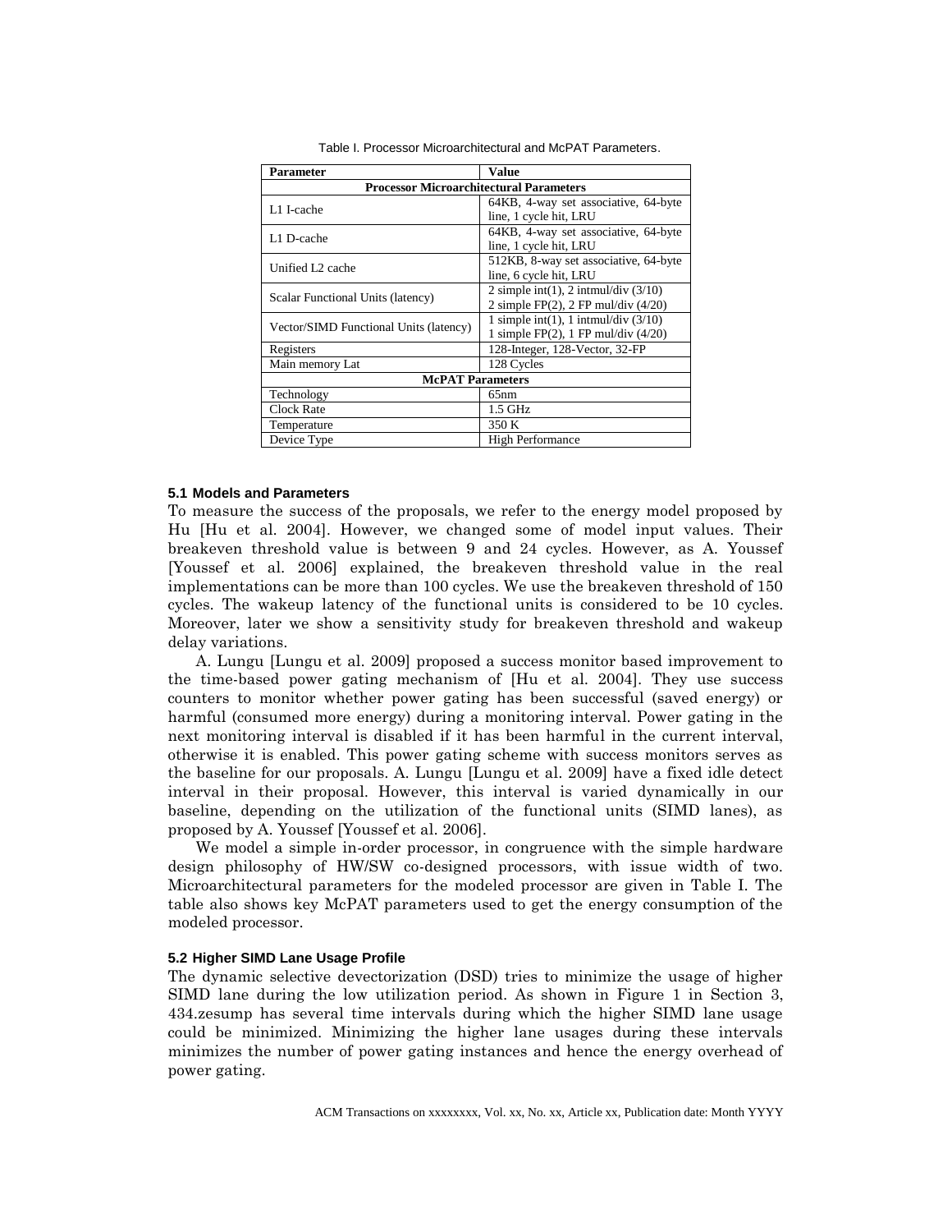Table I. Processor Microarchitectural and McPAT Parameters.

| Parameter | Value |
|---|---|
| **Processor Microarchitectural Parameters** | |
| L1 I-cache | 64KB, 4-way set associative, 64-byte line, 1 cycle hit, LRU |
| L1 D-cache | 64KB, 4-way set associative, 64-byte line, 1 cycle hit, LRU |
| Unified L2 cache | 512KB, 8-way set associative, 64-byte line, 6 cycle hit, LRU |
| Scalar Functional Units (latency) | 2 simple int(1), 2 intmul/div (3/10) 2 simple FP(2), 2 FP mul/div (4/20) |
| Vector/SIMD Functional Units (latency) | 1 simple int(1), 1 intmul/div (3/10) 1 simple FP(2), 1 FP mul/div (4/20) |
| Registers | 128-Integer, 128-Vector, 32-FP |
| Main memory Lat | 128 Cycles |
| **McPAT Parameters** | |
| Technology | 65nm |
| Clock Rate | 1.5 GHz |
| Temperature | 350 K |
| Device Type | High Performance |

### 5.1 Models and Parameters

To measure the success of the proposals, we refer to the energy model proposed by Hu [Hu et al. 2004]. However, we changed some of model input values. Their breakeven threshold value is between 9 and 24 cycles. However, as A. Youssef [Youssef et al. 2006] explained, the breakeven threshold value in the real implementations can be more than 100 cycles. We use the breakeven threshold of 150 cycles. The wakeup latency of the functional units is considered to be 10 cycles. Moreover, later we show a sensitivity study for breakeven threshold and wakeup delay variations.

A. Lungu [Lungu et al. 2009] proposed a success monitor based improvement to the time-based power gating mechanism of [Hu et al. 2004]. They use success counters to monitor whether power gating has been successful (saved energy) or harmful (consumed more energy) during a monitoring interval. Power gating in the next monitoring interval is disabled if it has been harmful in the current interval, otherwise it is enabled. This power gating scheme with success monitors serves as the baseline for our proposals. A. Lungu [Lungu et al. 2009] have a fixed idle detect interval in their proposal. However, this interval is varied dynamically in our baseline, depending on the utilization of the functional units (SIMD lanes), as proposed by A. Youssef [Youssef et al. 2006].

We model a simple in-order processor, in congruence with the simple hardware design philosophy of HW/SW co-designed processors, with issue width of two. Microarchitectural parameters for the modeled processor are given in Table I. The table also shows key McPAT parameters used to get the energy consumption of the modeled processor.

### 5.2 Higher SIMD Lane Usage Profile

The dynamic selective devectorization (DSD) tries to minimize the usage of higher SIMD lane during the low utilization period. As shown in Figure 1 in Section 3, 434.zesump has several time intervals during which the higher SIMD lane usage could be minimized. Minimizing the higher lane usages during these intervals minimizes the number of power gating instances and hence the energy overhead of power gating.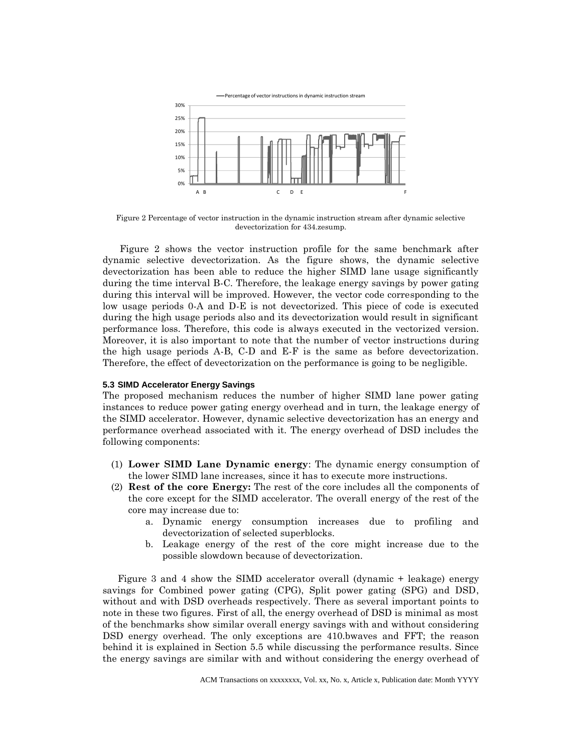Figure 2 Percentage of vector instruction in the dynamic instruction stream after dynamic selective devectorization for 434.zesump.

Figure 2 shows the vector instruction profile for the same benchmark after dynamic selective devectorization. As the figure shows, the dynamic selective devectorization has been able to reduce the higher SIMD lane usage significantly during the time interval B-C. Therefore, the leakage energy savings by power gating during this interval will be improved. However, the vector code corresponding to the low usage periods 0-A and D-E is not devectorized. This piece of code is executed during the high usage periods also and its devectorization would result in significant performance loss. Therefore, this code is always executed in the vectorized version. Moreover, it is also important to note that the number of vector instructions during the high usage periods A-B, C-D and E-F is the same as before devectorization. Therefore, the effect of devectorization on the performance is going to be negligible.

### 5.3 SIMD Accelerator Energy Savings

The proposed mechanism reduces the number of higher SIMD lane power gating instances to reduce power gating energy overhead and in turn, the leakage energy of the SIMD accelerator. However, dynamic selective devectorization has an energy and performance overhead associated with it. The energy overhead of DSD includes the following components:

1. **Lower SIMD Lane Dynamic energy**: The dynamic energy consumption of the lower SIMD lane increases, since it has to execute more instructions.
2. **Rest of the core Energy:** The rest of the core includes all the components of the core except for the SIMD accelerator. The overall energy of the rest of the core may increase due to:
   a. Dynamic energy consumption increases due to profiling and devectorization of selected superblocks.
   b. Leakage energy of the rest of the core might increase due to the possible slowdown because of devectorization.

Figure 3 and 4 show the SIMD accelerator overall (dynamic + leakage) energy savings for Combined power gating (CPG), Split power gating (SPG) and DSD, without and with DSD overheads respectively. There as several important points to note in these two figures. First of all, the energy overhead of DSD is minimal as most of the benchmarks show similar overall energy savings with and without considering DSD energy overhead. The only exceptions are 410.bwaves and FFT; the reason behind it is explained in Section 5.5 while discussing the performance results. Since the energy savings are similar with and without considering the energy overhead of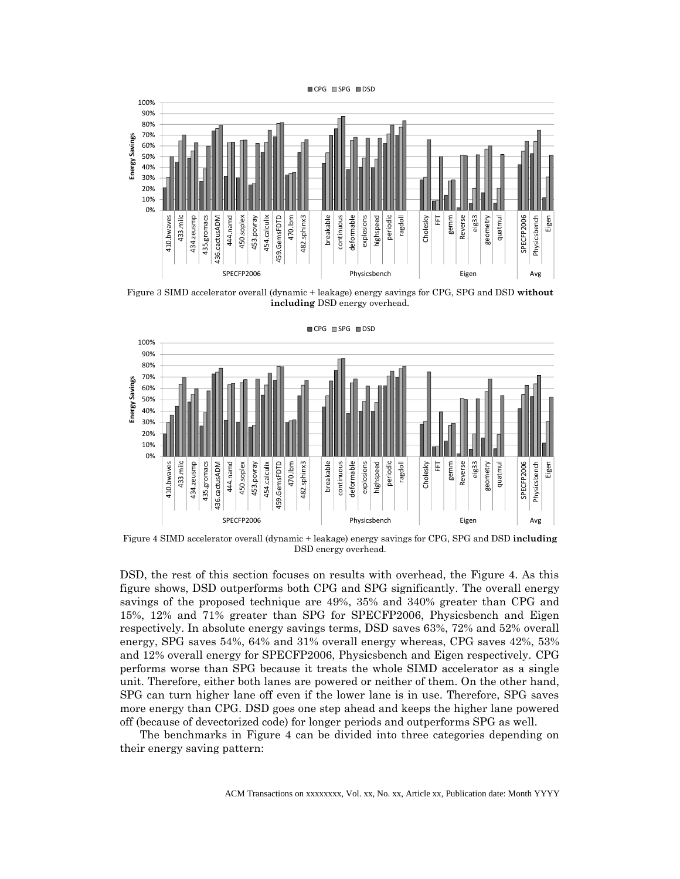Figure 3 SIMD accelerator overall (dynamic + leakage) energy savings for CPG, SPG and DSD **without including** DSD energy overhead.

Figure 4 SIMD accelerator overall (dynamic + leakage) energy savings for CPG, SPG and DSD **including** DSD energy overhead.

DSD, the rest of this section focuses on results with overhead, the Figure 4. As this figure shows, DSD outperforms both CPG and SPG significantly. The overall energy savings of the proposed technique are 49%, 35% and 340% greater than CPG and 15%, 12% and 71% greater than SPG for SPECFP2006, Physicsbench and Eigen respectively. In absolute energy savings terms, DSD saves 63%, 72% and 52% overall energy, SPG saves 54%, 64% and 31% overall energy whereas, CPG saves 42%, 53% and 12% overall energy for SPECFP2006, Physicsbench and Eigen respectively. CPG performs worse than SPG because it treats the whole SIMD accelerator as a single unit. Therefore, either both lanes are powered or neither of them. On the other hand, SPG can turn higher lane off even if the lower lane is in use. Therefore, SPG saves more energy than CPG. DSD goes one step ahead and keeps the higher lane powered off (because of devectorized code) for longer periods and outperforms SPG as well.

The benchmarks in Figure 4 can be divided into three categories depending on their energy saving pattern: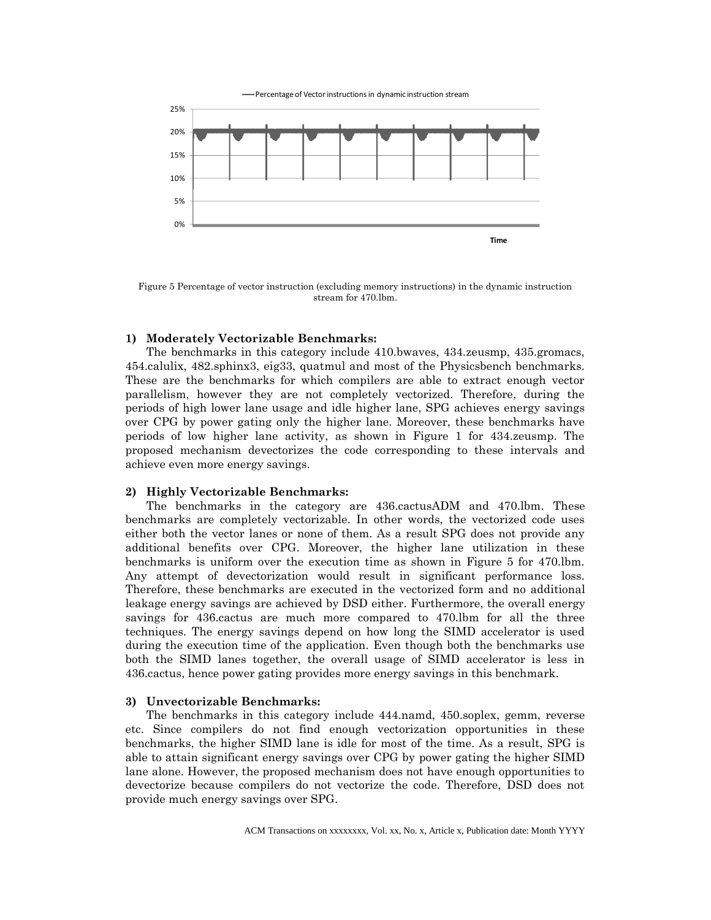Figure 5 Percentage of vector instruction (excluding memory instructions) in the dynamic instruction stream for 470.lbm.

#### 1) Moderately Vectorizable Benchmarks:

The benchmarks in this category include 410.bwaves, 434.zeusmp, 435.gromacs, 454.calulix, 482.sphinx3, eig33, quatmul and most of the Physicsbench benchmarks. These are the benchmarks for which compilers are able to extract enough vector parallelism, however they are not completely vectorized. Therefore, during the periods of high lower lane usage and idle higher lane, SPG achieves energy savings over CPG by power gating only the higher lane. Moreover, these benchmarks have periods of low higher lane activity, as shown in Figure 1 for 434.zeusmp. The proposed mechanism devectorizes the code corresponding to these intervals and achieve even more energy savings.

#### 2) Highly Vectorizable Benchmarks:

The benchmarks in the category are 436.cactusADM and 470.lbm. These benchmarks are completely vectorizable. In other words, the vectorized code uses either both the vector lanes or none of them. As a result SPG does not provide any additional benefits over CPG. Moreover, the higher lane utilization in these benchmarks is uniform over the execution time as shown in Figure 5 for 470.lbm. Any attempt of devectorization would result in significant performance loss. Therefore, these benchmarks are executed in the vectorized form and no additional leakage energy savings are achieved by DSD either. Furthermore, the overall energy savings for 436.cactus are much more compared to 470.lbm for all the three techniques. The energy savings depend on how long the SIMD accelerator is used during the execution time of the application. Even though both the benchmarks use both the SIMD lanes together, the overall usage of SIMD accelerator is less in 436.cactus, hence power gating provides more energy savings in this benchmark.

#### 3) Unvectorizable Benchmarks:

The benchmarks in this category include 444.namd, 450.soplex, gemm, reverse etc. Since compilers do not find enough vectorization opportunities in these benchmarks, the higher SIMD lane is idle for most of the time. As a result, SPG is able to attain significant energy savings over CPG by power gating the higher SIMD lane alone. However, the proposed mechanism does not have enough opportunities to devectorize because compilers do not vectorize the code. Therefore, DSD does not provide much energy savings over SPG.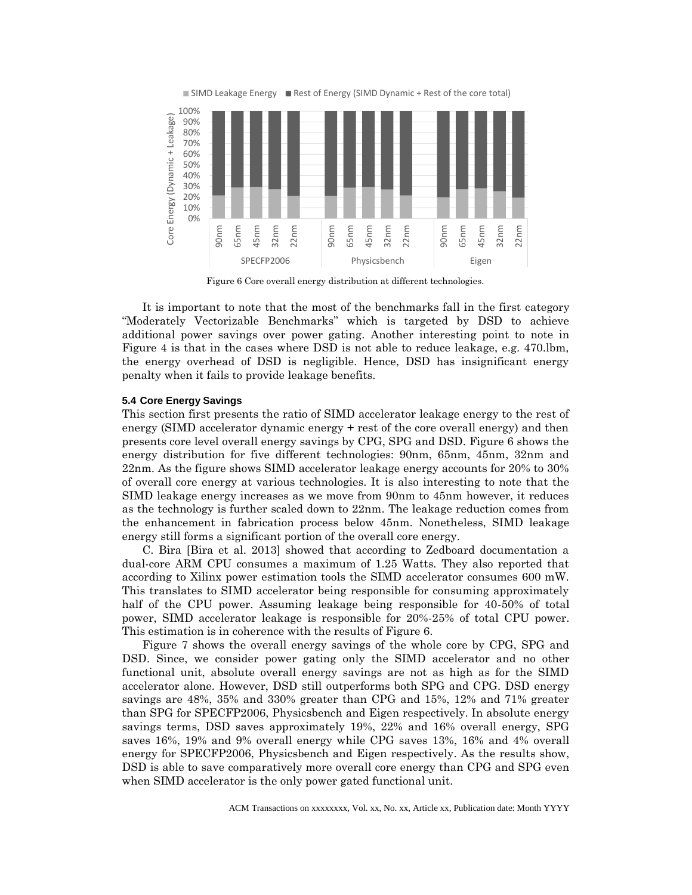Figure 6 Core overall energy distribution at different technologies.

It is important to note that the most of the benchmarks fall in the first category "Moderately Vectorizable Benchmarks" which is targeted by DSD to achieve additional power savings over power gating. Another interesting point to note in Figure 4 is that in the cases where DSD is not able to reduce leakage, e.g. 470.lbm, the energy overhead of DSD is negligible. Hence, DSD has insignificant energy penalty when it fails to provide leakage benefits.

### 5.4 Core Energy Savings

This section first presents the ratio of SIMD accelerator leakage energy to the rest of energy (SIMD accelerator dynamic energy + rest of the core overall energy) and then presents core level overall energy savings by CPG, SPG and DSD. Figure 6 shows the energy distribution for five different technologies: 90nm, 65nm, 45nm, 32nm and 22nm. As the figure shows SIMD accelerator leakage energy accounts for 20% to 30% of overall core energy at various technologies. It is also interesting to note that the SIMD leakage energy increases as we move from 90nm to 45nm however, it reduces as the technology is further scaled down to 22nm. The leakage reduction comes from the enhancement in fabrication process below 45nm. Nonetheless, SIMD leakage energy still forms a significant portion of the overall core energy.

C. Bira [Bira et al. 2013] showed that according to Zedboard documentation a dual-core ARM CPU consumes a maximum of 1.25 Watts. They also reported that according to Xilinx power estimation tools the SIMD accelerator consumes 600 mW. This translates to SIMD accelerator being responsible for consuming approximately half of the CPU power. Assuming leakage being responsible for 40-50% of total power, SIMD accelerator leakage is responsible for 20%-25% of total CPU power. This estimation is in coherence with the results of Figure 6.

Figure 7 shows the overall energy savings of the whole core by CPG, SPG and DSD. Since, we consider power gating only the SIMD accelerator and no other functional unit, absolute overall energy savings are not as high as for the SIMD accelerator alone. However, DSD still outperforms both SPG and CPG. DSD energy savings are 48%, 35% and 330% greater than CPG and 15%, 12% and 71% greater than SPG for SPECFP2006, Physicsbench and Eigen respectively. In absolute energy savings terms, DSD saves approximately 19%, 22% and 16% overall energy, SPG saves 16%, 19% and 9% overall energy while CPG saves 13%, 16% and 4% overall energy for SPECFP2006, Physicsbench and Eigen respectively. As the results show, DSD is able to save comparatively more overall core energy than CPG and SPG even when SIMD accelerator is the only power gated functional unit.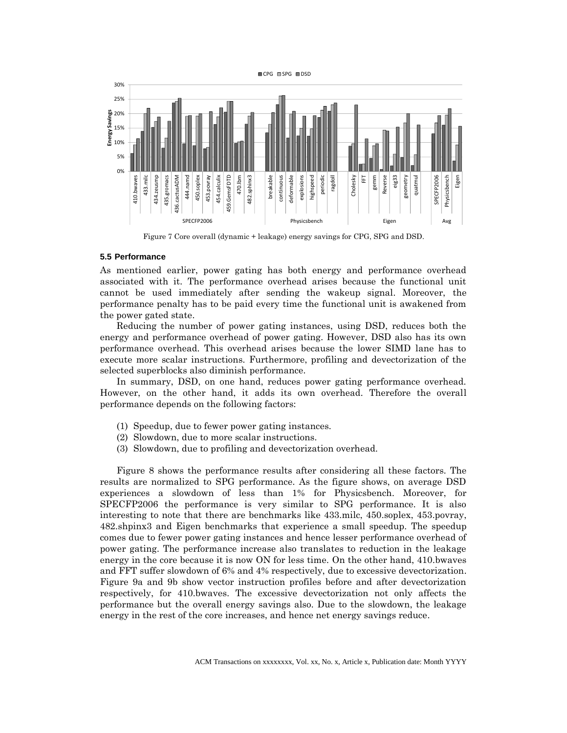Figure 7 Core overall (dynamic + leakage) energy savings for CPG, SPG and DSD.

### 5.5 Performance

As mentioned earlier, power gating has both energy and performance overhead associated with it. The performance overhead arises because the functional unit cannot be used immediately after sending the wakeup signal. Moreover, the performance penalty has to be paid every time the functional unit is awakened from the power gated state.

Reducing the number of power gating instances, using DSD, reduces both the energy and performance overhead of power gating. However, DSD also has its own performance overhead. This overhead arises because the lower SIMD lane has to execute more scalar instructions. Furthermore, profiling and devectorization of the selected superblocks also diminish performance.

In summary, DSD, on one hand, reduces power gating performance overhead. However, on the other hand, it adds its own overhead. Therefore the overall performance depends on the following factors:

(1) Speedup, due to fewer power gating instances.
(2) Slowdown, due to more scalar instructions.
(3) Slowdown, due to profiling and devectorization overhead.

Figure 8 shows the performance results after considering all these factors. The results are normalized to SPG performance. As the figure shows, on average DSD experiences a slowdown of less than 1% for Physicsbench. Moreover, for SPECFP2006 the performance is very similar to SPG performance. It is also interesting to note that there are benchmarks like 433.milc, 450.soplex, 453.povray, 482.shpinx3 and Eigen benchmarks that experience a small speedup. The speedup comes due to fewer power gating instances and hence lesser performance overhead of power gating. The performance increase also translates to reduction in the leakage energy in the core because it is now ON for less time. On the other hand, 410.bwaves and FFT suffer slowdown of 6% and 4% respectively, due to excessive devectorization. Figure 9a and 9b show vector instruction profiles before and after devectorization respectively, for 410.bwaves. The excessive devectorization not only affects the performance but the overall energy savings also. Due to the slowdown, the leakage energy in the rest of the core increases, and hence net energy savings reduce.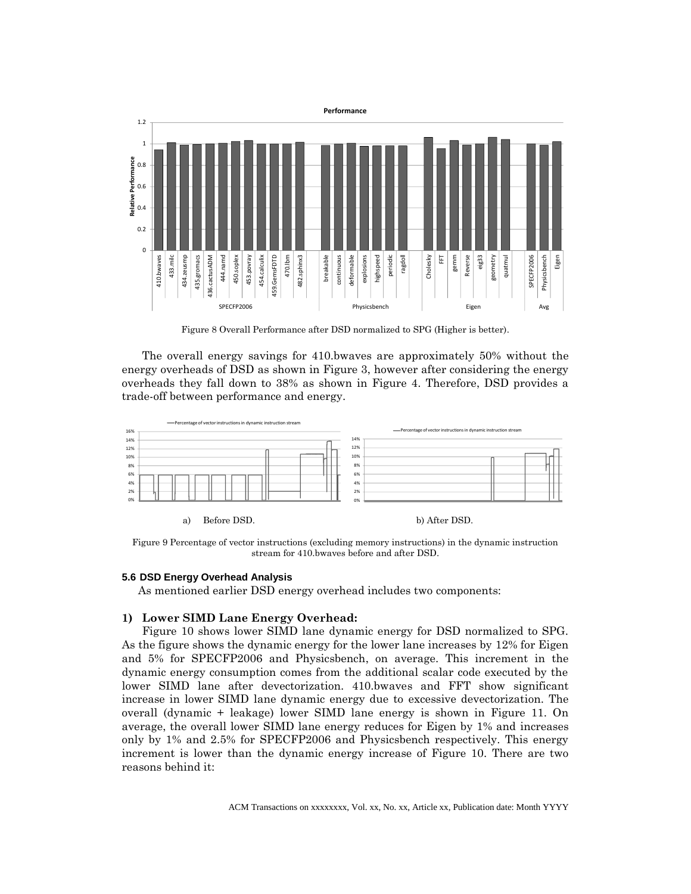Figure 8 Overall Performance after DSD normalized to SPG (Higher is better).

The overall energy savings for 410.bwaves are approximately 50% without the energy overheads of DSD as shown in Figure 3, however after considering the energy overheads they fall down to 38% as shown in Figure 4. Therefore, DSD provides a trade-off between performance and energy.

a) Before DSD. b) After DSD.

Figure 9 Percentage of vector instructions (excluding memory instructions) in the dynamic instruction stream for 410.bwaves before and after DSD.

### 5.6 DSD Energy Overhead Analysis

As mentioned earlier DSD energy overhead includes two components:

**1) Lower SIMD Lane Energy Overhead:**

Figure 10 shows lower SIMD lane dynamic energy for DSD normalized to SPG. As the figure shows the dynamic energy for the lower lane increases by 12% for Eigen and 5% for SPECFP2006 and Physicsbench, on average. This increment in the dynamic energy consumption comes from the additional scalar code executed by the lower SIMD lane after devectorization. 410.bwaves and FFT show significant increase in lower SIMD lane dynamic energy due to excessive devectorization. The overall (dynamic + leakage) lower SIMD lane energy is shown in Figure 11. On average, the overall lower SIMD lane energy reduces for Eigen by 1% and increases only by 1% and 2.5% for SPECFP2006 and Physicsbench respectively. This energy increment is lower than the dynamic energy increase of Figure 10. There are two reasons behind it: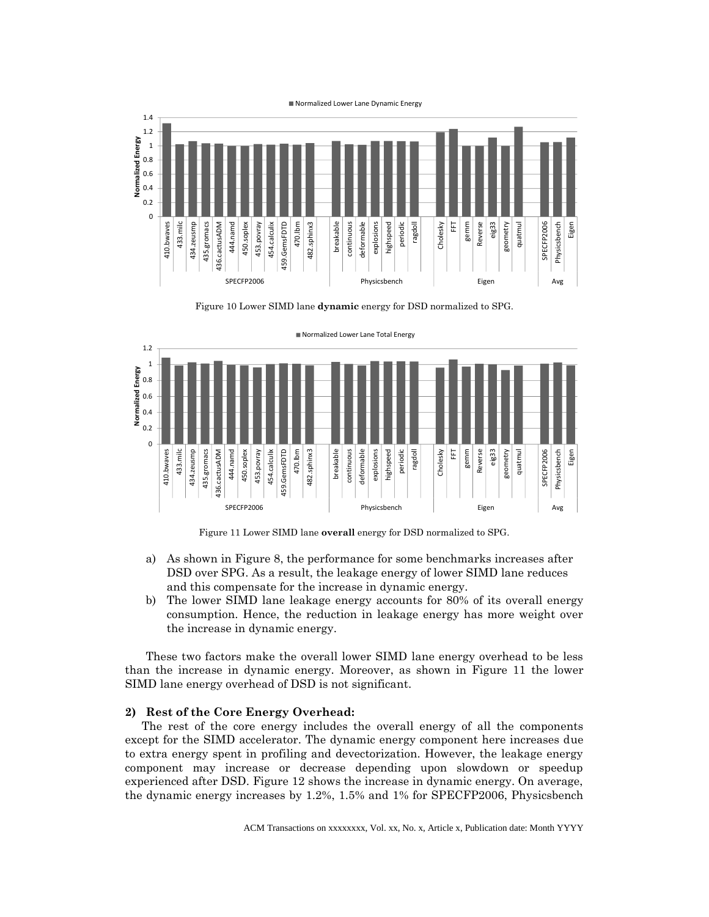Figure 10 Lower SIMD lane **dynamic** energy for DSD normalized to SPG.

Figure 11 Lower SIMD lane **overall** energy for DSD normalized to SPG.

a) As shown in Figure 8, the performance for some benchmarks increases after DSD over SPG. As a result, the leakage energy of lower SIMD lane reduces and this compensate for the increase in dynamic energy.
b) The lower SIMD lane leakage energy accounts for 80% of its overall energy consumption. Hence, the reduction in leakage energy has more weight over the increase in dynamic energy.

These two factors make the overall lower SIMD lane energy overhead to be less than the increase in dynamic energy. Moreover, as shown in Figure 11 the lower SIMD lane energy overhead of DSD is not significant.

#### 2) Rest of the Core Energy Overhead:

The rest of the core energy includes the overall energy of all the components except for the SIMD accelerator. The dynamic energy component here increases due to extra energy spent in profiling and devectorization. However, the leakage energy component may increase or decrease depending upon slowdown or speedup experienced after DSD. Figure 12 shows the increase in dynamic energy. On average, the dynamic energy increases by 1.2%, 1.5% and 1% for SPECFP2006, Physicsbench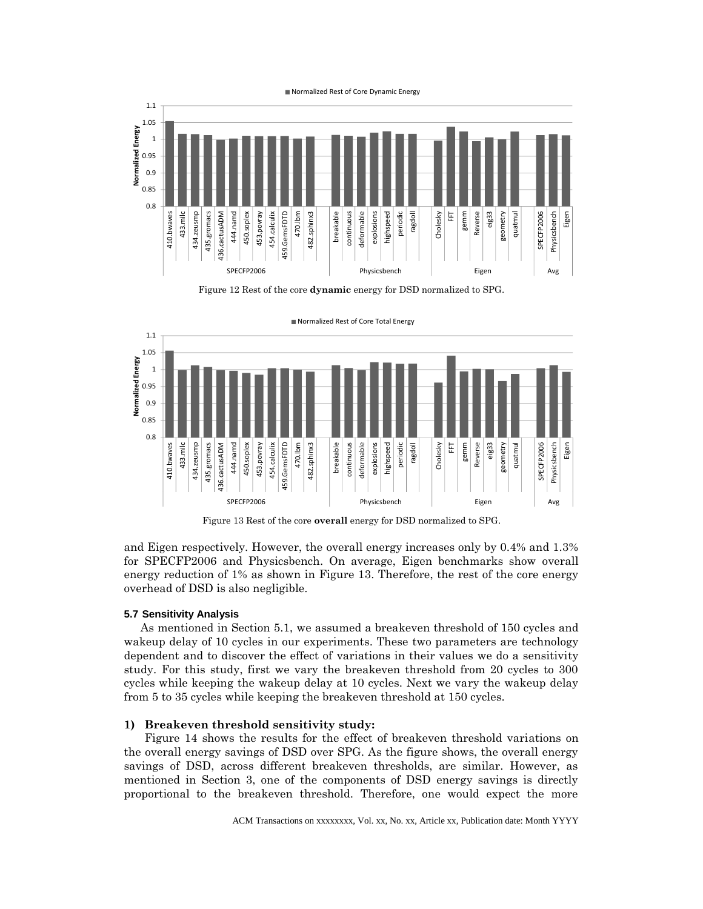Figure 12 Rest of the core **dynamic** energy for DSD normalized to SPG.

Figure 13 Rest of the core **overall** energy for DSD normalized to SPG.

and Eigen respectively. However, the overall energy increases only by 0.4% and 1.3% for SPECFP2006 and Physicsbench. On average, Eigen benchmarks show overall energy reduction of 1% as shown in Figure 13. Therefore, the rest of the core energy overhead of DSD is also negligible.

### 5.7 Sensitivity Analysis

As mentioned in Section 5.1, we assumed a breakeven threshold of 150 cycles and wakeup delay of 10 cycles in our experiments. These two parameters are technology dependent and to discover the effect of variations in their values we do a sensitivity study. For this study, first we vary the breakeven threshold from 20 cycles to 300 cycles while keeping the wakeup delay at 10 cycles. Next we vary the wakeup delay from 5 to 35 cycles while keeping the breakeven threshold at 150 cycles.

#### 1) Breakeven threshold sensitivity study:

Figure 14 shows the results for the effect of breakeven threshold variations on the overall energy savings of DSD over SPG. As the figure shows, the overall energy savings of DSD, across different breakeven thresholds, are similar. However, as mentioned in Section 3, one of the components of DSD energy savings is directly proportional to the breakeven threshold. Therefore, one would expect the more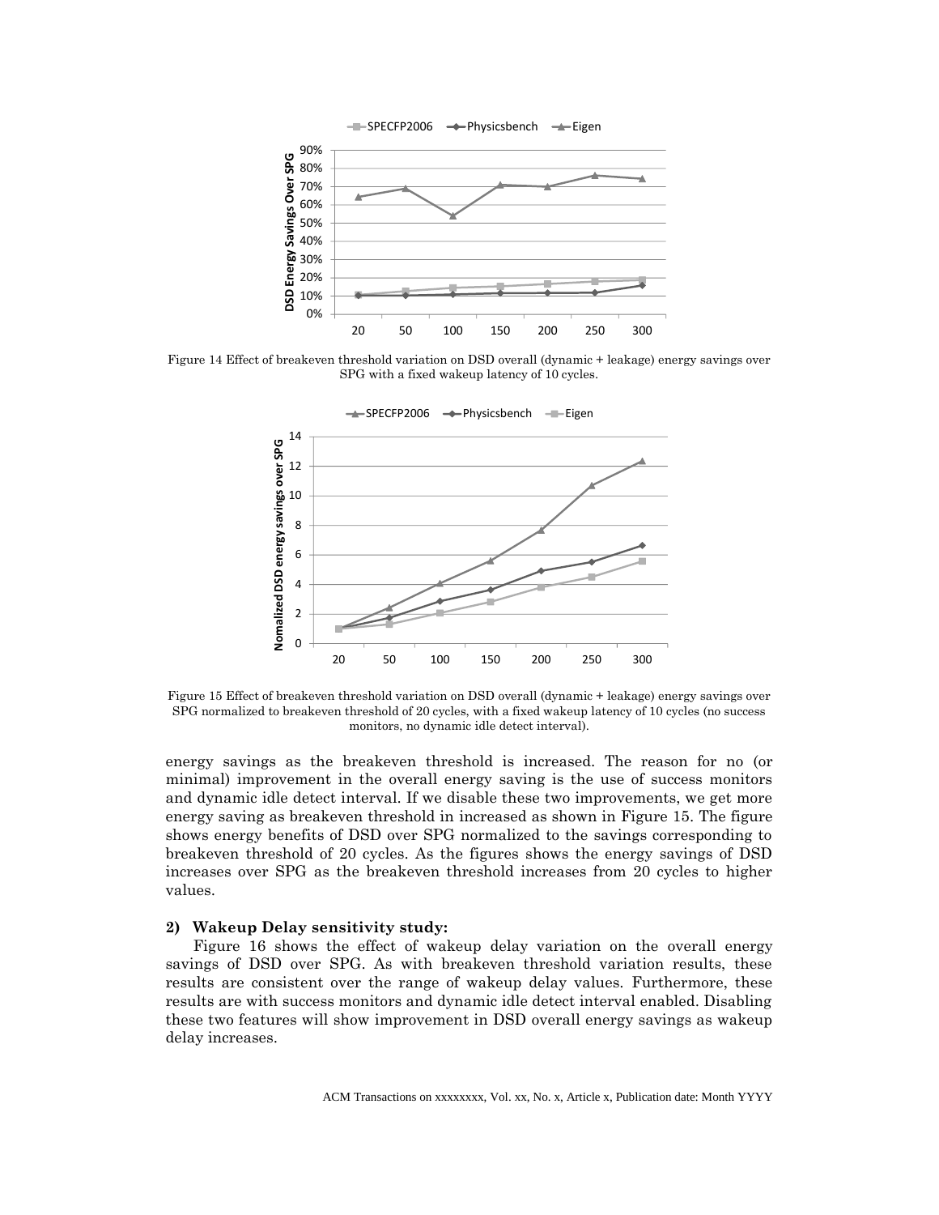Figure 14 Effect of breakeven threshold variation on DSD overall (dynamic + leakage) energy savings over SPG with a fixed wakeup latency of 10 cycles.

Figure 15 Effect of breakeven threshold variation on DSD overall (dynamic + leakage) energy savings over SPG normalized to breakeven threshold of 20 cycles, with a fixed wakeup latency of 10 cycles (no success monitors, no dynamic idle detect interval).

energy savings as the breakeven threshold is increased. The reason for no (or minimal) improvement in the overall energy saving is the use of success monitors and dynamic idle detect interval. If we disable these two improvements, we get more energy saving as breakeven threshold in increased as shown in Figure 15. The figure shows energy benefits of DSD over SPG normalized to the savings corresponding to breakeven threshold of 20 cycles. As the figures shows the energy savings of DSD increases over SPG as the breakeven threshold increases from 20 cycles to higher values.

**2) Wakeup Delay sensitivity study:**

Figure 16 shows the effect of wakeup delay variation on the overall energy savings of DSD over SPG. As with breakeven threshold variation results, these results are consistent over the range of wakeup delay values. Furthermore, these results are with success monitors and dynamic idle detect interval enabled. Disabling these two features will show improvement in DSD overall energy savings as wakeup delay increases.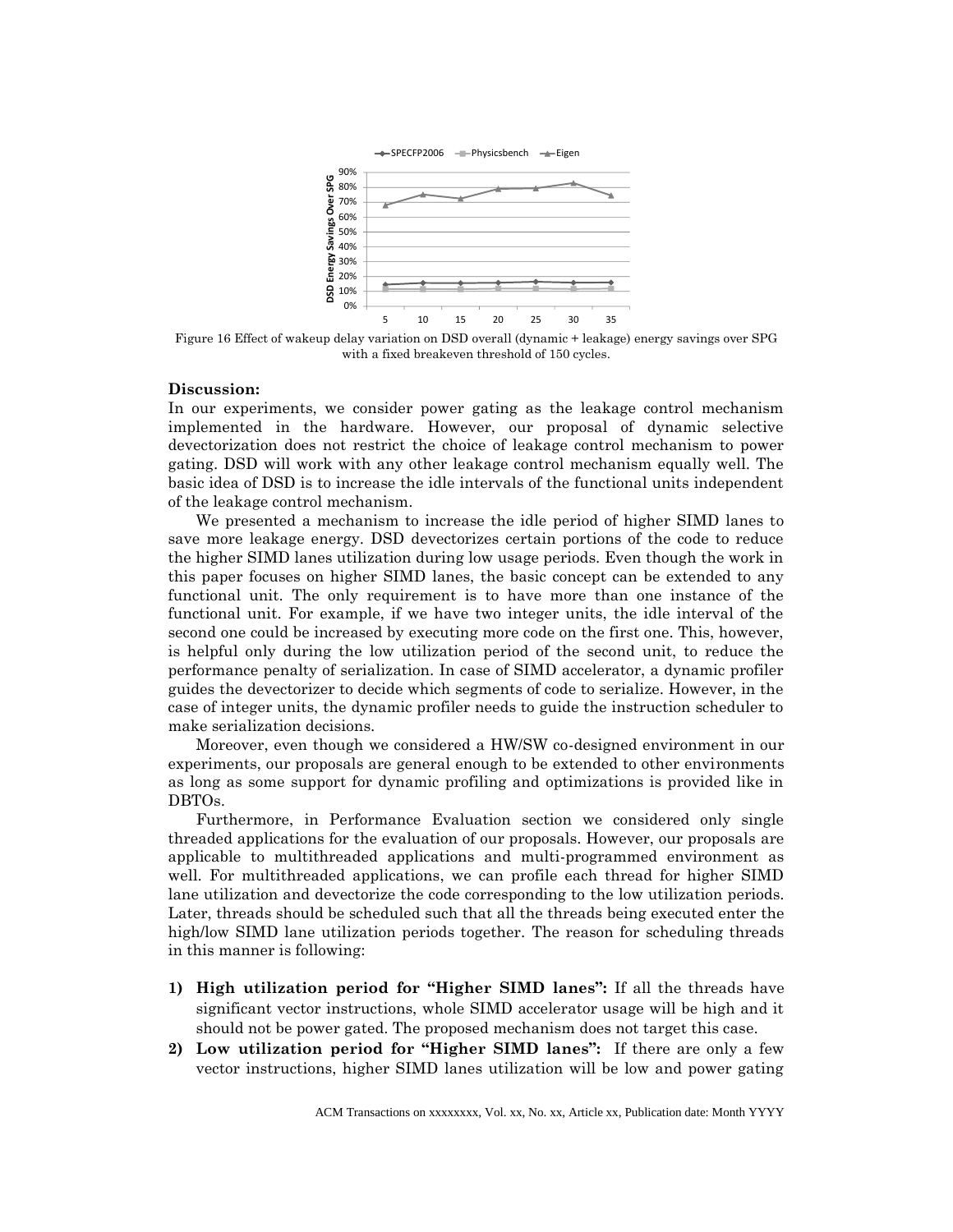Figure 16 Effect of wakeup delay variation on DSD overall (dynamic + leakage) energy savings over SPG with a fixed breakeven threshold of 150 cycles.

**Discussion:**

In our experiments, we consider power gating as the leakage control mechanism implemented in the hardware. However, our proposal of dynamic selective devectorization does not restrict the choice of leakage control mechanism to power gating. DSD will work with any other leakage control mechanism equally well. The basic idea of DSD is to increase the idle intervals of the functional units independent of the leakage control mechanism.

We presented a mechanism to increase the idle period of higher SIMD lanes to save more leakage energy. DSD devectorizes certain portions of the code to reduce the higher SIMD lanes utilization during low usage periods. Even though the work in this paper focuses on higher SIMD lanes, the basic concept can be extended to any functional unit. The only requirement is to have more than one instance of the functional unit. For example, if we have two integer units, the idle interval of the second one could be increased by executing more code on the first one. This, however, is helpful only during the low utilization period of the second unit, to reduce the performance penalty of serialization. In case of SIMD accelerator, a dynamic profiler guides the devectorizer to decide which segments of code to serialize. However, in the case of integer units, the dynamic profiler needs to guide the instruction scheduler to make serialization decisions.

Moreover, even though we considered a HW/SW co-designed environment in our experiments, our proposals are general enough to be extended to other environments as long as some support for dynamic profiling and optimizations is provided like in DBTOs.

Furthermore, in Performance Evaluation section we considered only single threaded applications for the evaluation of our proposals. However, our proposals are applicable to multithreaded applications and multi-programmed environment as well. For multithreaded applications, we can profile each thread for higher SIMD lane utilization and devectorize the code corresponding to the low utilization periods. Later, threads should be scheduled such that all the threads being executed enter the high/low SIMD lane utilization periods together. The reason for scheduling threads in this manner is following:

1) **High utilization period for "Higher SIMD lanes":** If all the threads have significant vector instructions, whole SIMD accelerator usage will be high and it should not be power gated. The proposed mechanism does not target this case.
2) **Low utilization period for "Higher SIMD lanes":** If there are only a few vector instructions, higher SIMD lanes utilization will be low and power gating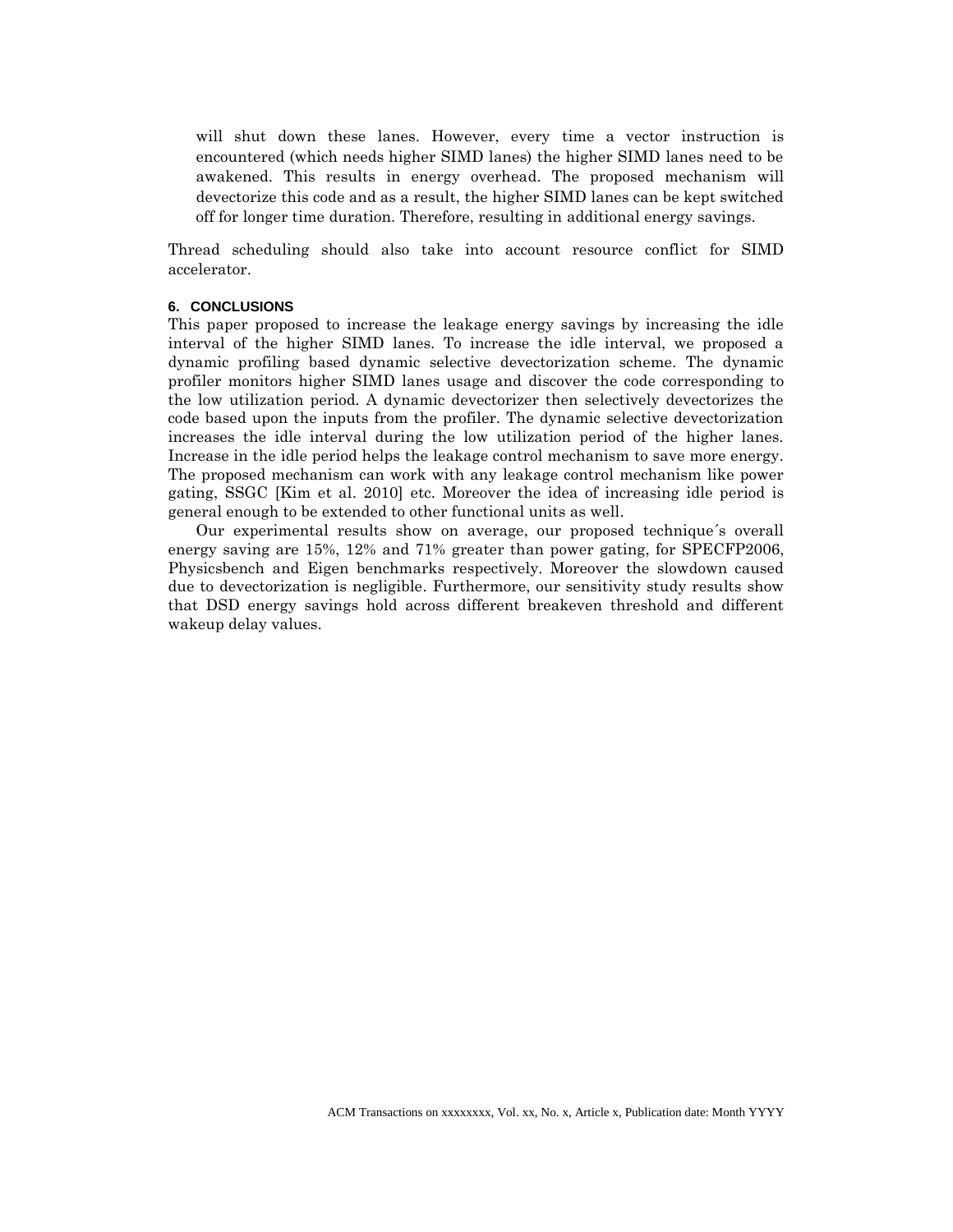will shut down these lanes. However, every time a vector instruction is encountered (which needs higher SIMD lanes) the higher SIMD lanes need to be awakened. This results in energy overhead. The proposed mechanism will devectorize this code and as a result, the higher SIMD lanes can be kept switched off for longer time duration. Therefore, resulting in additional energy savings.

Thread scheduling should also take into account resource conflict for SIMD accelerator.

## 6. CONCLUSIONS

This paper proposed to increase the leakage energy savings by increasing the idle interval of the higher SIMD lanes. To increase the idle interval, we proposed a dynamic profiling based dynamic selective devectorization scheme. The dynamic profiler monitors higher SIMD lanes usage and discover the code corresponding to the low utilization period. A dynamic devectorizer then selectively devectorizes the code based upon the inputs from the profiler. The dynamic selective devectorization increases the idle interval during the low utilization period of the higher lanes. Increase in the idle period helps the leakage control mechanism to save more energy. The proposed mechanism can work with any leakage control mechanism like power gating, SSGC [Kim et al. 2010] etc. Moreover the idea of increasing idle period is general enough to be extended to other functional units as well.

Our experimental results show on average, our proposed technique´s overall energy saving are 15%, 12% and 71% greater than power gating, for SPECFP2006, Physicsbench and Eigen benchmarks respectively. Moreover the slowdown caused due to devectorization is negligible. Furthermore, our sensitivity study results show that DSD energy savings hold across different breakeven threshold and different wakeup delay values.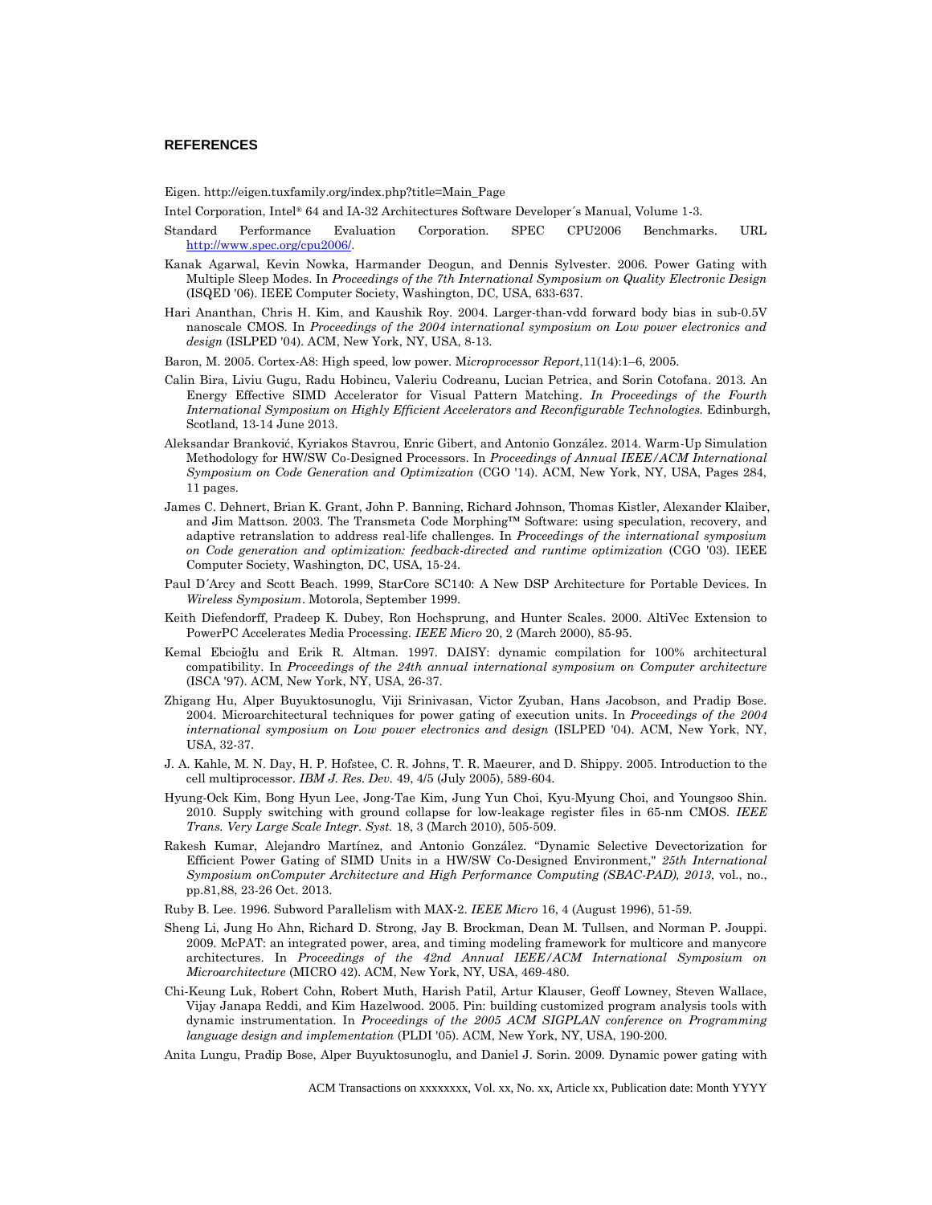## REFERENCES

Eigen. http://eigen.tuxfamily.org/index.php?title=Main_Page

Intel Corporation, Intel® 64 and IA-32 Architectures Software Developer´s Manual, Volume 1-3.

Standard Performance Evaluation Corporation. SPEC CPU2006 Benchmarks. URL http://www.spec.org/cpu2006/.

Kanak Agarwal, Kevin Nowka, Harmander Deogun, and Dennis Sylvester. 2006. Power Gating with Multiple Sleep Modes. In *Proceedings of the 7th International Symposium on Quality Electronic Design* (ISQED '06). IEEE Computer Society, Washington, DC, USA, 633-637.

Hari Ananthan, Chris H. Kim, and Kaushik Roy. 2004. Larger-than-vdd forward body bias in sub-0.5V nanoscale CMOS. In *Proceedings of the 2004 international symposium on Low power electronics and design* (ISLPED '04). ACM, New York, NY, USA, 8-13.

Baron, M. 2005. Cortex-A8: High speed, low power. M*icroprocessor Report*,11(14):1–6, 2005.

Calin Bira, Liviu Gugu, Radu Hobincu, Valeriu Codreanu, Lucian Petrica, and Sorin Cotofana. 2013. An Energy Effective SIMD Accelerator for Visual Pattern Matching. *In Proceedings of the Fourth International Symposium on Highly Efficient Accelerators and Reconfigurable Technologies.* Edinburgh, Scotland, 13-14 June 2013.

Aleksandar Branković, Kyriakos Stavrou, Enric Gibert, and Antonio González. 2014. Warm-Up Simulation Methodology for HW/SW Co-Designed Processors. In *Proceedings of Annual IEEE/ACM International Symposium on Code Generation and Optimization* (CGO '14). ACM, New York, NY, USA, Pages 284, 11 pages.

James C. Dehnert, Brian K. Grant, John P. Banning, Richard Johnson, Thomas Kistler, Alexander Klaiber, and Jim Mattson. 2003. The Transmeta Code Morphing™ Software: using speculation, recovery, and adaptive retranslation to address real-life challenges. In *Proceedings of the international symposium on Code generation and optimization: feedback-directed and runtime optimization* (CGO '03). IEEE Computer Society, Washington, DC, USA, 15-24.

Paul D´Arcy and Scott Beach. 1999, StarCore SC140: A New DSP Architecture for Portable Devices. In *Wireless Symposium*. Motorola, September 1999.

Keith Diefendorff, Pradeep K. Dubey, Ron Hochsprung, and Hunter Scales. 2000. AltiVec Extension to PowerPC Accelerates Media Processing. *IEEE Micro* 20, 2 (March 2000), 85-95.

Kemal Ebcioğlu and Erik R. Altman. 1997. DAISY: dynamic compilation for 100% architectural compatibility. In *Proceedings of the 24th annual international symposium on Computer architecture* (ISCA '97). ACM, New York, NY, USA, 26-37.

Zhigang Hu, Alper Buyuktosunoglu, Viji Srinivasan, Victor Zyuban, Hans Jacobson, and Pradip Bose. 2004. Microarchitectural techniques for power gating of execution units. In *Proceedings of the 2004 international symposium on Low power electronics and design* (ISLPED '04). ACM, New York, NY, USA, 32-37.

J. A. Kahle, M. N. Day, H. P. Hofstee, C. R. Johns, T. R. Maeurer, and D. Shippy. 2005. Introduction to the cell multiprocessor. *IBM J. Res. Dev.* 49, 4/5 (July 2005), 589-604.

Hyung-Ock Kim, Bong Hyun Lee, Jong-Tae Kim, Jung Yun Choi, Kyu-Myung Choi, and Youngsoo Shin. 2010. Supply switching with ground collapse for low-leakage register files in 65-nm CMOS. *IEEE Trans. Very Large Scale Integr. Syst.* 18, 3 (March 2010), 505-509.

Rakesh Kumar, Alejandro Martínez, and Antonio González. "Dynamic Selective Devectorization for Efficient Power Gating of SIMD Units in a HW/SW Co-Designed Environment," *25th International Symposium onComputer Architecture and High Performance Computing (SBAC-PAD), 2013*, vol., no., pp.81,88, 23-26 Oct. 2013.

Ruby B. Lee. 1996. Subword Parallelism with MAX-2. *IEEE Micro* 16, 4 (August 1996), 51-59.

Sheng Li, Jung Ho Ahn, Richard D. Strong, Jay B. Brockman, Dean M. Tullsen, and Norman P. Jouppi. 2009. McPAT: an integrated power, area, and timing modeling framework for multicore and manycore architectures. In *Proceedings of the 42nd Annual IEEE/ACM International Symposium on Microarchitecture* (MICRO 42). ACM, New York, NY, USA, 469-480.

Chi-Keung Luk, Robert Cohn, Robert Muth, Harish Patil, Artur Klauser, Geoff Lowney, Steven Wallace, Vijay Janapa Reddi, and Kim Hazelwood. 2005. Pin: building customized program analysis tools with dynamic instrumentation. In *Proceedings of the 2005 ACM SIGPLAN conference on Programming language design and implementation* (PLDI '05). ACM, New York, NY, USA, 190-200.

Anita Lungu, Pradip Bose, Alper Buyuktosunoglu, and Daniel J. Sorin. 2009. Dynamic power gating with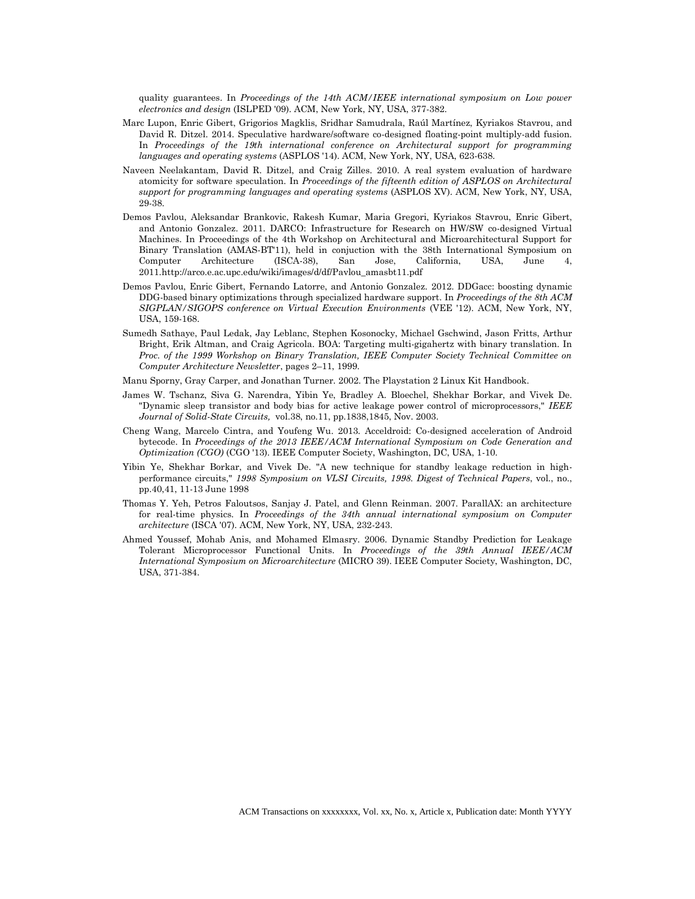quality guarantees. In *Proceedings of the 14th ACM/IEEE international symposium on Low power electronics and design* (ISLPED '09). ACM, New York, NY, USA, 377-382.

Marc Lupon, Enric Gibert, Grigorios Magklis, Sridhar Samudrala, Raúl Martínez, Kyriakos Stavrou, and David R. Ditzel. 2014. Speculative hardware/software co-designed floating-point multiply-add fusion. In *Proceedings of the 19th international conference on Architectural support for programming languages and operating systems* (ASPLOS '14). ACM, New York, NY, USA, 623-638.

Naveen Neelakantam, David R. Ditzel, and Craig Zilles. 2010. A real system evaluation of hardware atomicity for software speculation. In *Proceedings of the fifteenth edition of ASPLOS on Architectural support for programming languages and operating systems* (ASPLOS XV). ACM, New York, NY, USA, 29-38.

Demos Pavlou, Aleksandar Brankovic, Rakesh Kumar, Maria Gregori, Kyriakos Stavrou, Enric Gibert, and Antonio Gonzalez. 2011. DARCO: Infrastructure for Research on HW/SW co-designed Virtual Machines. In Proceedings of the 4th Workshop on Architectural and Microarchitectural Support for Binary Translation (AMAS-BT'11), held in conjuction with the 38th International Symposium on Computer Architecture (ISCA-38), San Jose, California, USA, June 4, 2011.http://arco.e.ac.upc.edu/wiki/images/d/df/Pavlou_amasbt11.pdf

Demos Pavlou, Enric Gibert, Fernando Latorre, and Antonio Gonzalez. 2012. DDGacc: boosting dynamic DDG-based binary optimizations through specialized hardware support. In *Proceedings of the 8th ACM SIGPLAN/SIGOPS conference on Virtual Execution Environments* (VEE '12). ACM, New York, NY, USA, 159-168.

Sumedh Sathaye, Paul Ledak, Jay Leblanc, Stephen Kosonocky, Michael Gschwind, Jason Fritts, Arthur Bright, Erik Altman, and Craig Agricola. BOA: Targeting multi-gigahertz with binary translation. In *Proc. of the 1999 Workshop on Binary Translation, IEEE Computer Society Technical Committee on Computer Architecture Newsletter*, pages 2–11, 1999.

Manu Sporny, Gray Carper, and Jonathan Turner. 2002. The Playstation 2 Linux Kit Handbook.

James W. Tschanz, Siva G. Narendra, Yibin Ye, Bradley A. Bloechel, Shekhar Borkar, and Vivek De. "Dynamic sleep transistor and body bias for active leakage power control of microprocessors," *IEEE Journal of Solid-State Circuits,* vol.38, no.11, pp.1838,1845, Nov. 2003.

Cheng Wang, Marcelo Cintra, and Youfeng Wu. 2013. Acceldroid: Co-designed acceleration of Android bytecode. In *Proceedings of the 2013 IEEE/ACM International Symposium on Code Generation and Optimization (CGO)* (CGO '13). IEEE Computer Society, Washington, DC, USA, 1-10.

Yibin Ye, Shekhar Borkar, and Vivek De. "A new technique for standby leakage reduction in high-performance circuits," *1998 Symposium on VLSI Circuits, 1998. Digest of Technical Papers*, vol., no., pp.40,41, 11-13 June 1998

Thomas Y. Yeh, Petros Faloutsos, Sanjay J. Patel, and Glenn Reinman. 2007. ParallAX: an architecture for real-time physics. In *Proceedings of the 34th annual international symposium on Computer architecture* (ISCA '07). ACM, New York, NY, USA, 232-243.

Ahmed Youssef, Mohab Anis, and Mohamed Elmasry. 2006. Dynamic Standby Prediction for Leakage Tolerant Microprocessor Functional Units. In *Proceedings of the 39th Annual IEEE/ACM International Symposium on Microarchitecture* (MICRO 39). IEEE Computer Society, Washington, DC, USA, 371-384.